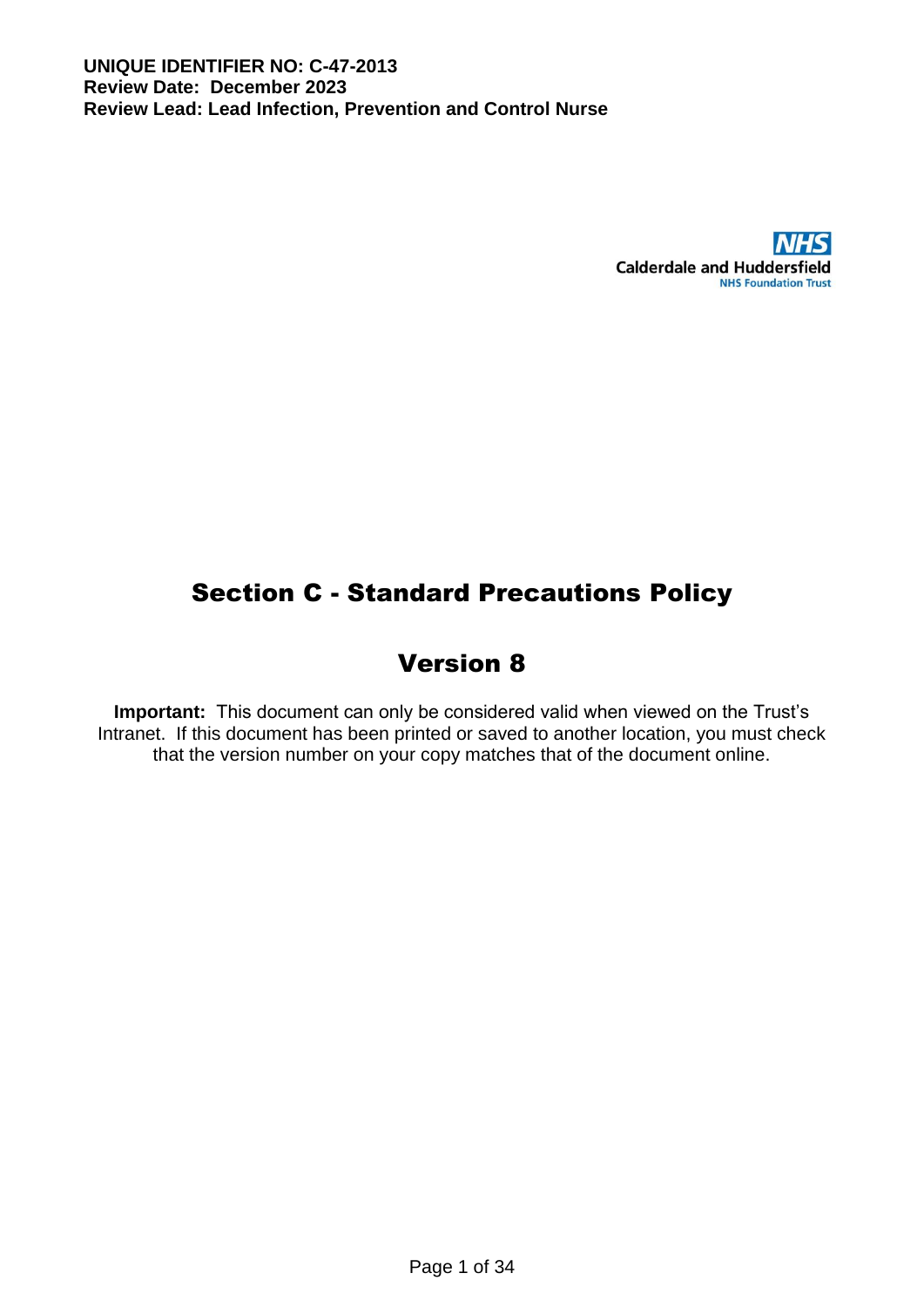**UNIQUE IDENTIFIER NO: C-47-2013**
**Review Date: December 2023**
**Review Lead: Lead Infection, Prevention and Control Nurse**

NHS
Calderdale and Huddersfield
NHS Foundation Trust

# Section C - Standard Precautions Policy

## Version 8

**Important:** This document can only be considered valid when viewed on the Trust's Intranet. If this document has been printed or saved to another location, you must check that the version number on your copy matches that of the document online.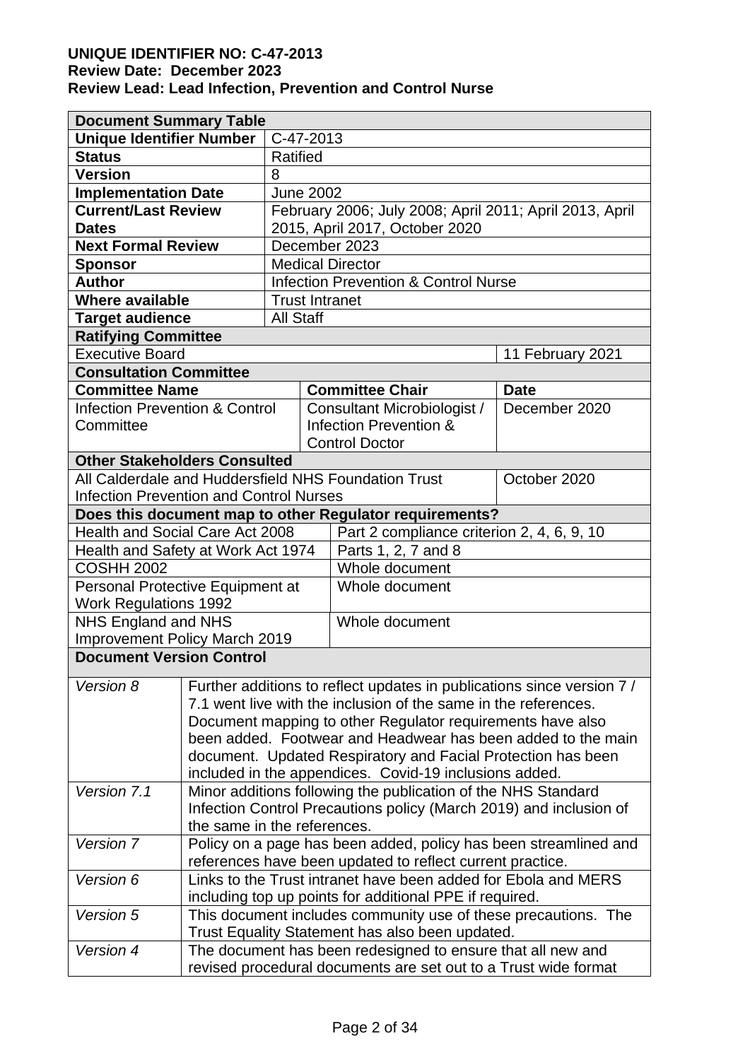**UNIQUE IDENTIFIER NO: C-47-2013**
**Review Date: December 2023**
**Review Lead: Lead Infection, Prevention and Control Nurse**

| **Document Summary Table** | | | |
|---|---|---|---|
| **Unique Identifier Number** | C-47-2013 | | |
| **Status** | Ratified | | |
| **Version** | 8 | | |
| **Implementation Date** | June 2002 | | |
| **Current/Last Review Dates** | February 2006; July 2008; April 2011; April 2013, April 2015, April 2017, October 2020 | | |
| **Next Formal Review** | December 2023 | | |
| **Sponsor** | Medical Director | | |
| **Author** | Infection Prevention & Control Nurse | | |
| **Where available** | Trust Intranet | | |
| **Target audience** | All Staff | | |
| **Ratifying Committee** | | | |
| Executive Board | | | 11 February 2021 |
| **Consultation Committee** | | | |
| **Committee Name** | | **Committee Chair** | **Date** |
| Infection Prevention & Control Committee | | Consultant Microbiologist / Infection Prevention & Control Doctor | December 2020 |
| **Other Stakeholders Consulted** | | | |
| All Calderdale and Huddersfield NHS Foundation Trust Infection Prevention and Control Nurses | | | October 2020 |
| **Does this document map to other Regulator requirements?** | | | |
| Health and Social Care Act 2008 | | Part 2 compliance criterion 2, 4, 6, 9, 10 | |
| Health and Safety at Work Act 1974 | | Parts 1, 2, 7 and 8 | |
| COSHH 2002 | | Whole document | |
| Personal Protective Equipment at Work Regulations 1992 | | Whole document | |
| NHS England and NHS Improvement Policy March 2019 | | Whole document | |

| **Document Version Control** | |
|---|---|
| *Version 8* | Further additions to reflect updates in publications since version 7 / 7.1 went live with the inclusion of the same in the references. Document mapping to other Regulator requirements have also been added. Footwear and Headwear has been added to the main document. Updated Respiratory and Facial Protection has been included in the appendices. Covid-19 inclusions added. |
| *Version 7.1* | Minor additions following the publication of the NHS Standard Infection Control Precautions policy (March 2019) and inclusion of the same in the references. |
| *Version 7* | Policy on a page has been added, policy has been streamlined and references have been updated to reflect current practice. |
| *Version 6* | Links to the Trust intranet have been added for Ebola and MERS including top up points for additional PPE if required. |
| *Version 5* | This document includes community use of these precautions. The Trust Equality Statement has also been updated. |
| *Version 4* | The document has been redesigned to ensure that all new and revised procedural documents are set out to a Trust wide format |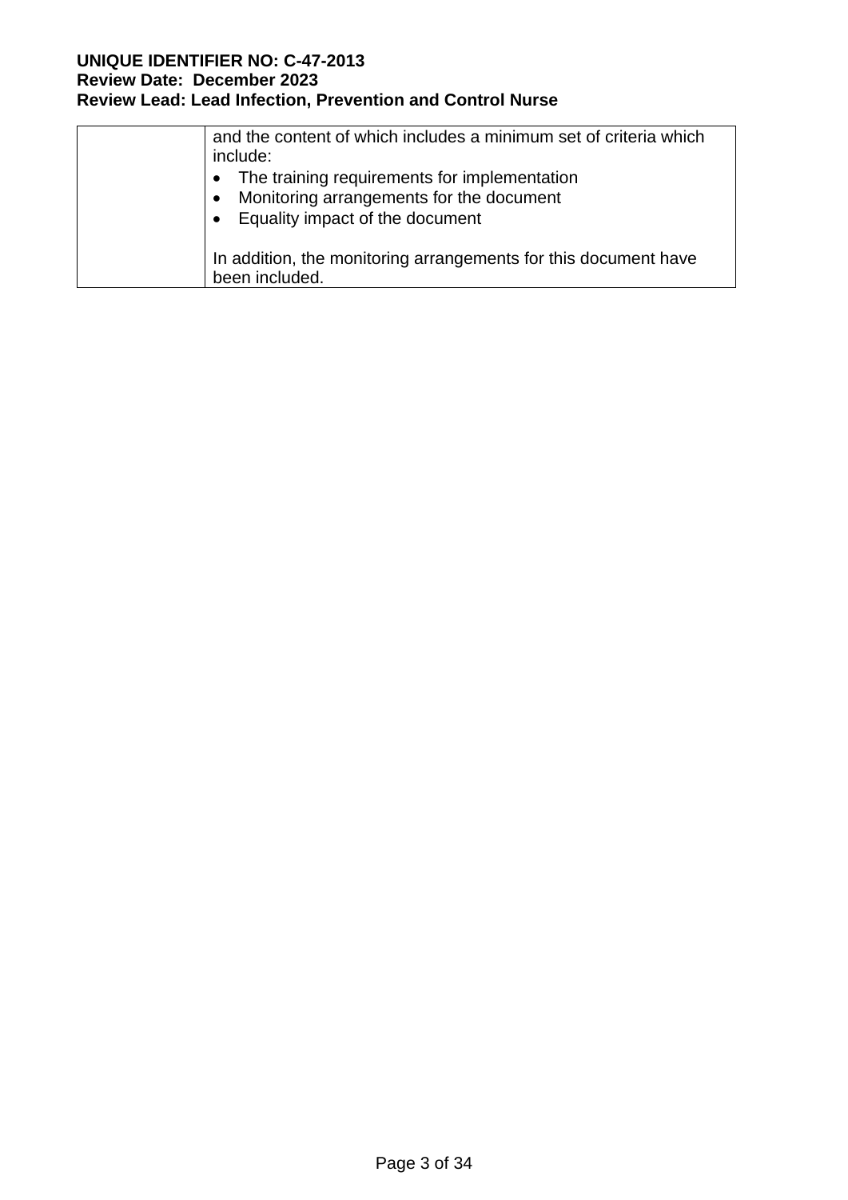|  |  |
| --- | --- |
|  | and the content of which includes a minimum set of criteria which include:<br>• The training requirements for implementation<br>• Monitoring arrangements for the document<br>• Equality impact of the document<br><br>In addition, the monitoring arrangements for this document have been included. |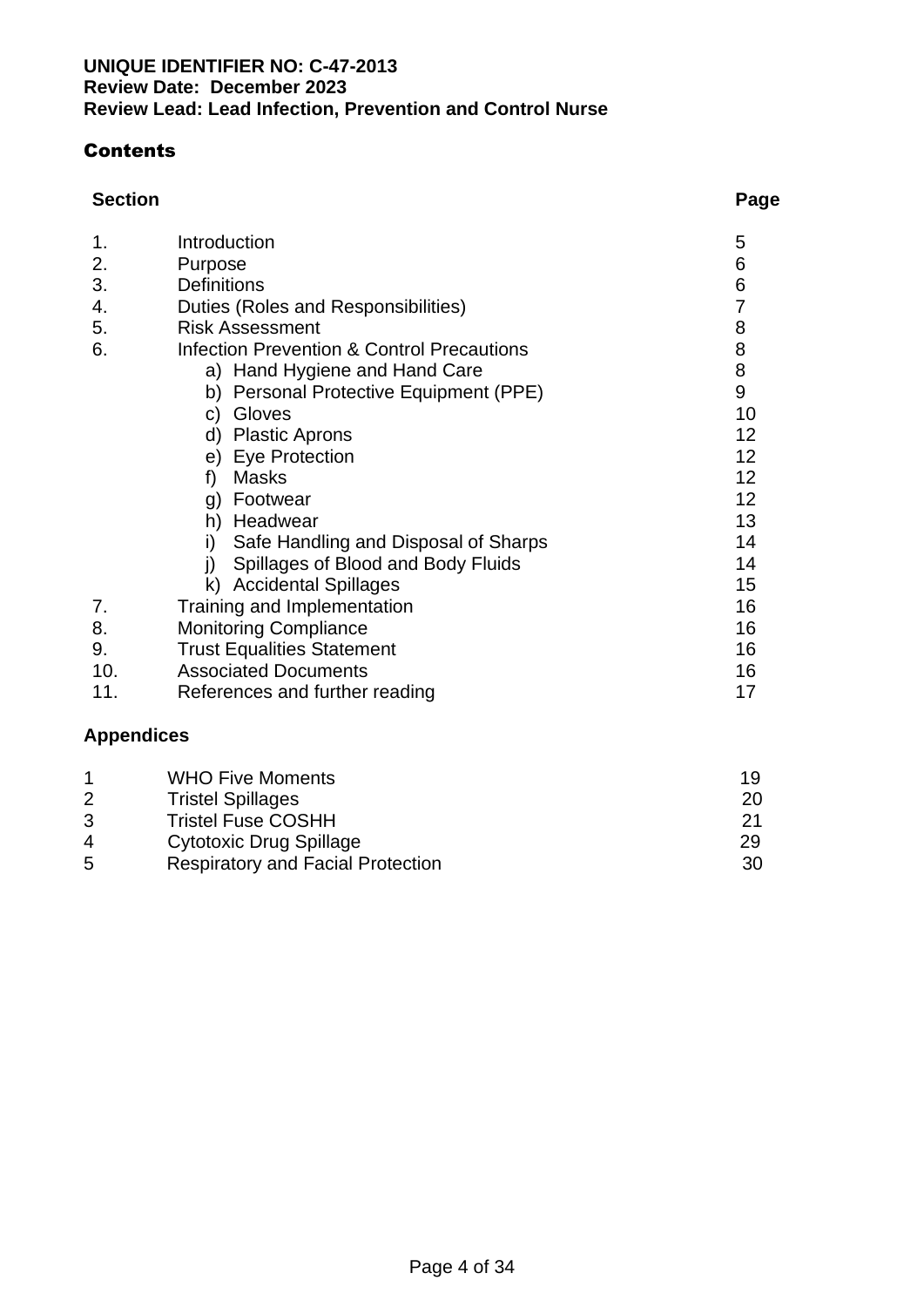**UNIQUE IDENTIFIER NO: C-47-2013**
**Review Date: December 2023**
**Review Lead: Lead Infection, Prevention and Control Nurse**

## Contents

| Section | | Page |
|---|---|---|
| 1. | Introduction | 5 |
| 2. | Purpose | 6 |
| 3. | Definitions | 6 |
| 4. | Duties (Roles and Responsibilities) | 7 |
| 5. | Risk Assessment | 8 |
| 6. | Infection Prevention & Control Precautions | 8 |
| | a) Hand Hygiene and Hand Care | 8 |
| | b) Personal Protective Equipment (PPE) | 9 |
| | c) Gloves | 10 |
| | d) Plastic Aprons | 12 |
| | e) Eye Protection | 12 |
| | f) Masks | 12 |
| | g) Footwear | 12 |
| | h) Headwear | 13 |
| | i) Safe Handling and Disposal of Sharps | 14 |
| | j) Spillages of Blood and Body Fluids | 14 |
| | k) Accidental Spillages | 15 |
| 7. | Training and Implementation | 16 |
| 8. | Monitoring Compliance | 16 |
| 9. | Trust Equalities Statement | 16 |
| 10. | Associated Documents | 16 |
| 11. | References and further reading | 17 |

### Appendices

| | | |
|---|---|---|
| 1 | WHO Five Moments | 19 |
| 2 | Tristel Spillages | 20 |
| 3 | Tristel Fuse COSHH | 21 |
| 4 | Cytotoxic Drug Spillage | 29 |
| 5 | Respiratory and Facial Protection | 30 |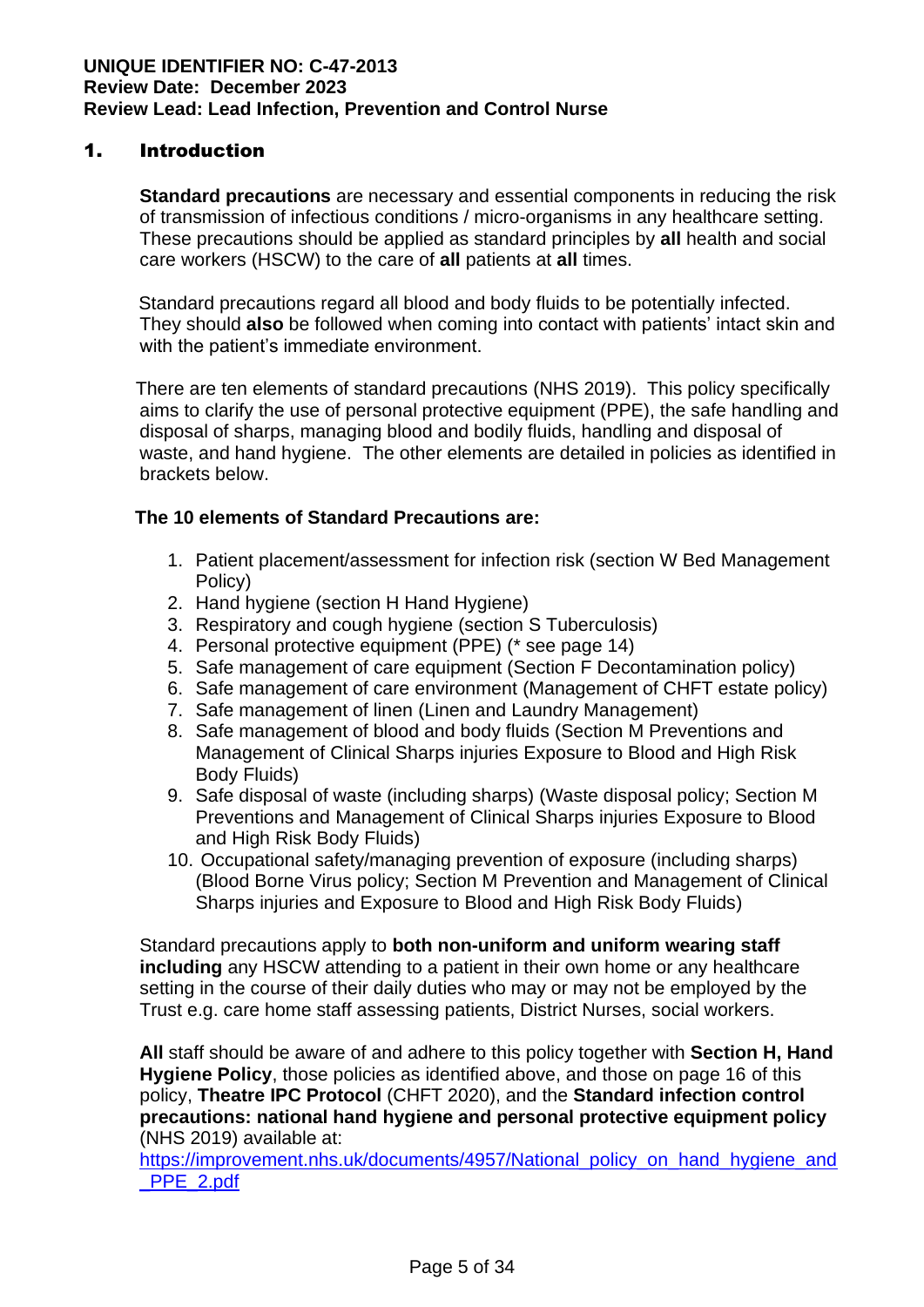**UNIQUE IDENTIFIER NO: C-47-2013**
**Review Date: December 2023**
**Review Lead: Lead Infection, Prevention and Control Nurse**

# 1. Introduction

**Standard precautions** are necessary and essential components in reducing the risk of transmission of infectious conditions / micro-organisms in any healthcare setting. These precautions should be applied as standard principles by **all** health and social care workers (HSCW) to the care of **all** patients at **all** times.

Standard precautions regard all blood and body fluids to be potentially infected. They should **also** be followed when coming into contact with patients' intact skin and with the patient's immediate environment.

There are ten elements of standard precautions (NHS 2019). This policy specifically aims to clarify the use of personal protective equipment (PPE), the safe handling and disposal of sharps, managing blood and bodily fluids, handling and disposal of waste, and hand hygiene. The other elements are detailed in policies as identified in brackets below.

**The 10 elements of Standard Precautions are:**

1. Patient placement/assessment for infection risk (section W Bed Management Policy)
2. Hand hygiene (section H Hand Hygiene)
3. Respiratory and cough hygiene (section S Tuberculosis)
4. Personal protective equipment (PPE) (* see page 14)
5. Safe management of care equipment (Section F Decontamination policy)
6. Safe management of care environment (Management of CHFT estate policy)
7. Safe management of linen (Linen and Laundry Management)
8. Safe management of blood and body fluids (Section M Preventions and Management of Clinical Sharps injuries Exposure to Blood and High Risk Body Fluids)
9. Safe disposal of waste (including sharps) (Waste disposal policy; Section M Preventions and Management of Clinical Sharps injuries Exposure to Blood and High Risk Body Fluids)
10. Occupational safety/managing prevention of exposure (including sharps) (Blood Borne Virus policy; Section M Prevention and Management of Clinical Sharps injuries and Exposure to Blood and High Risk Body Fluids)

Standard precautions apply to **both non-uniform and uniform wearing staff including** any HSCW attending to a patient in their own home or any healthcare setting in the course of their daily duties who may or may not be employed by the Trust e.g. care home staff assessing patients, District Nurses, social workers.

**All** staff should be aware of and adhere to this policy together with **Section H, Hand Hygiene Policy**, those policies as identified above, and those on page 16 of this policy, **Theatre IPC Protocol** (CHFT 2020), and the **Standard infection control precautions: national hand hygiene and personal protective equipment policy** (NHS 2019) available at:
https://improvement.nhs.uk/documents/4957/National_policy_on_hand_hygiene_and_PPE_2.pdf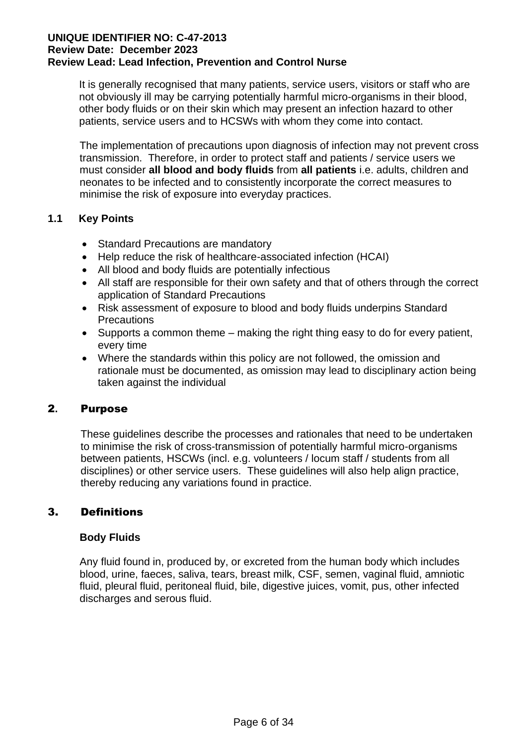It is generally recognised that many patients, service users, visitors or staff who are not obviously ill may be carrying potentially harmful micro-organisms in their blood, other body fluids or on their skin which may present an infection hazard to other patients, service users and to HCSWs with whom they come into contact.

The implementation of precautions upon diagnosis of infection may not prevent cross transmission. Therefore, in order to protect staff and patients / service users we must consider **all blood and body fluids** from **all patients** i.e. adults, children and neonates to be infected and to consistently incorporate the correct measures to minimise the risk of exposure into everyday practices.

### 1.1 Key Points

- Standard Precautions are mandatory
- Help reduce the risk of healthcare-associated infection (HCAI)
- All blood and body fluids are potentially infectious
- All staff are responsible for their own safety and that of others through the correct application of Standard Precautions
- Risk assessment of exposure to blood and body fluids underpins Standard Precautions
- Supports a common theme – making the right thing easy to do for every patient, every time
- Where the standards within this policy are not followed, the omission and rationale must be documented, as omission may lead to disciplinary action being taken against the individual

## 2. Purpose

These guidelines describe the processes and rationales that need to be undertaken to minimise the risk of cross-transmission of potentially harmful micro-organisms between patients, HSCWs (incl. e.g. volunteers / locum staff / students from all disciplines) or other service users. These guidelines will also help align practice, thereby reducing any variations found in practice.

## 3. Definitions

**Body Fluids**

Any fluid found in, produced by, or excreted from the human body which includes blood, urine, faeces, saliva, tears, breast milk, CSF, semen, vaginal fluid, amniotic fluid, pleural fluid, peritoneal fluid, bile, digestive juices, vomit, pus, other infected discharges and serous fluid.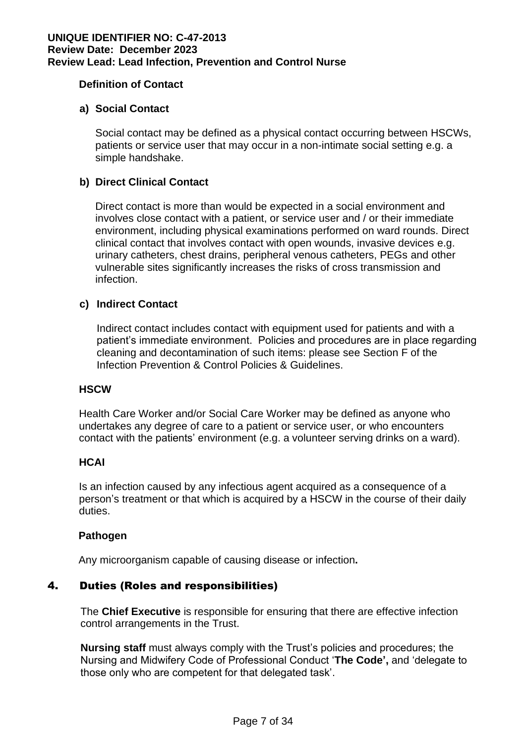**Definition of Contact**

**a) Social Contact**

Social contact may be defined as a physical contact occurring between HSCWs, patients or service user that may occur in a non-intimate social setting e.g. a simple handshake.

**b) Direct Clinical Contact**

Direct contact is more than would be expected in a social environment and involves close contact with a patient, or service user and / or their immediate environment, including physical examinations performed on ward rounds. Direct clinical contact that involves contact with open wounds, invasive devices e.g. urinary catheters, chest drains, peripheral venous catheters, PEGs and other vulnerable sites significantly increases the risks of cross transmission and infection.

**c) Indirect Contact**

Indirect contact includes contact with equipment used for patients and with a patient's immediate environment. Policies and procedures are in place regarding cleaning and decontamination of such items: please see Section F of the Infection Prevention & Control Policies & Guidelines.

**HSCW**

Health Care Worker and/or Social Care Worker may be defined as anyone who undertakes any degree of care to a patient or service user, or who encounters contact with the patients' environment (e.g. a volunteer serving drinks on a ward).

**HCAI**

Is an infection caused by any infectious agent acquired as a consequence of a person's treatment or that which is acquired by a HSCW in the course of their daily duties.

**Pathogen**

Any microorganism capable of causing disease or infection**.**

## 4. Duties (Roles and responsibilities)

The **Chief Executive** is responsible for ensuring that there are effective infection control arrangements in the Trust.

**Nursing staff** must always comply with the Trust's policies and procedures; the Nursing and Midwifery Code of Professional Conduct '**The Code',** and 'delegate to those only who are competent for that delegated task'.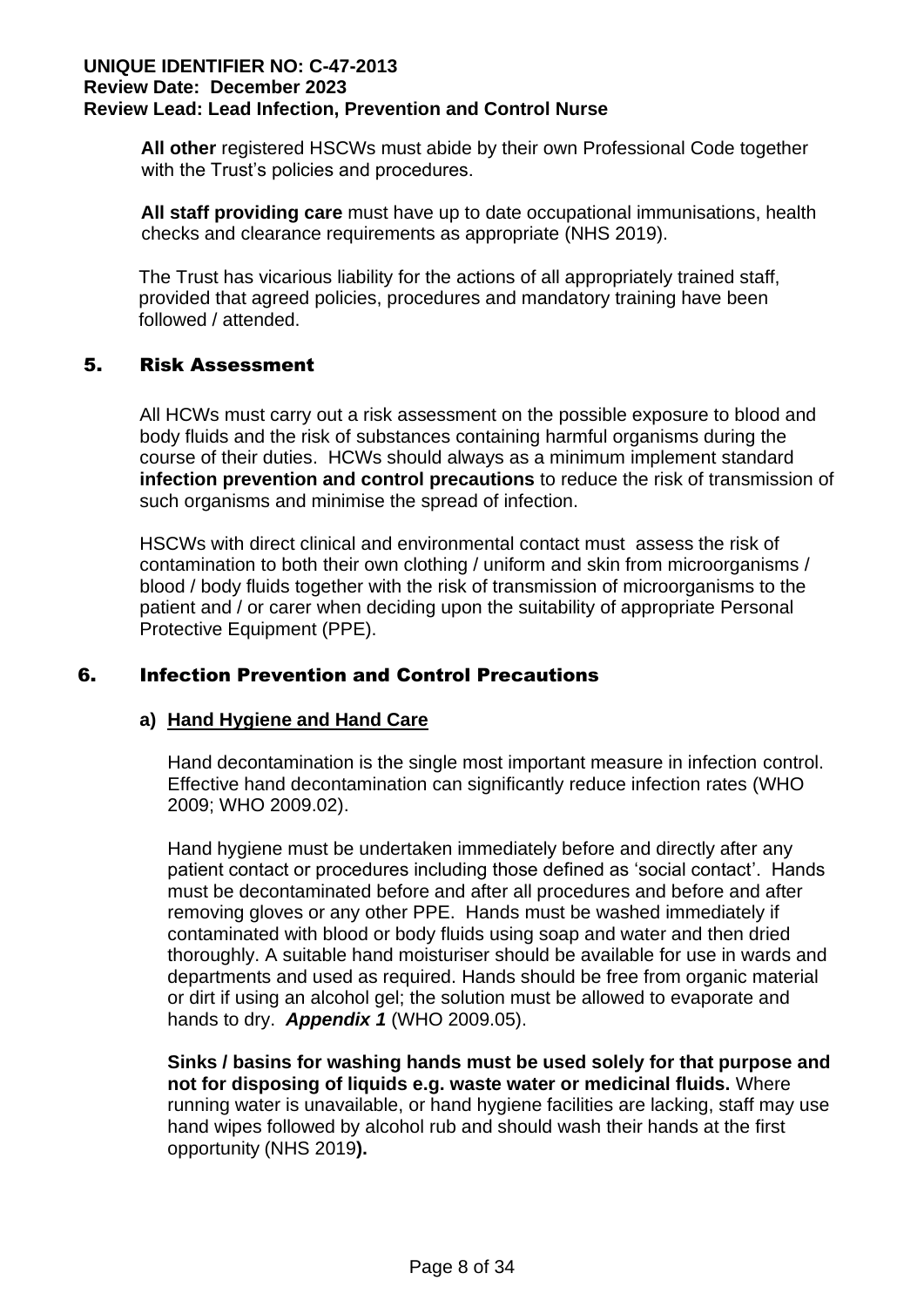**All other** registered HSCWs must abide by their own Professional Code together with the Trust's policies and procedures.

**All staff providing care** must have up to date occupational immunisations, health checks and clearance requirements as appropriate (NHS 2019).

The Trust has vicarious liability for the actions of all appropriately trained staff, provided that agreed policies, procedures and mandatory training have been followed / attended.

## 5. Risk Assessment

All HCWs must carry out a risk assessment on the possible exposure to blood and body fluids and the risk of substances containing harmful organisms during the course of their duties. HCWs should always as a minimum implement standard **infection prevention and control precautions** to reduce the risk of transmission of such organisms and minimise the spread of infection.

HSCWs with direct clinical and environmental contact must assess the risk of contamination to both their own clothing / uniform and skin from microorganisms / blood / body fluids together with the risk of transmission of microorganisms to the patient and / or carer when deciding upon the suitability of appropriate Personal Protective Equipment (PPE).

## 6. Infection Prevention and Control Precautions

### a) Hand Hygiene and Hand Care

Hand decontamination is the single most important measure in infection control. Effective hand decontamination can significantly reduce infection rates (WHO 2009; WHO 2009.02).

Hand hygiene must be undertaken immediately before and directly after any patient contact or procedures including those defined as 'social contact'. Hands must be decontaminated before and after all procedures and before and after removing gloves or any other PPE. Hands must be washed immediately if contaminated with blood or body fluids using soap and water and then dried thoroughly. A suitable hand moisturiser should be available for use in wards and departments and used as required. Hands should be free from organic material or dirt if using an alcohol gel; the solution must be allowed to evaporate and hands to dry. ***Appendix 1*** (WHO 2009.05).

**Sinks / basins for washing hands must be used solely for that purpose and not for disposing of liquids e.g. waste water or medicinal fluids.** Where running water is unavailable, or hand hygiene facilities are lacking, staff may use hand wipes followed by alcohol rub and should wash their hands at the first opportunity (NHS 2019**).**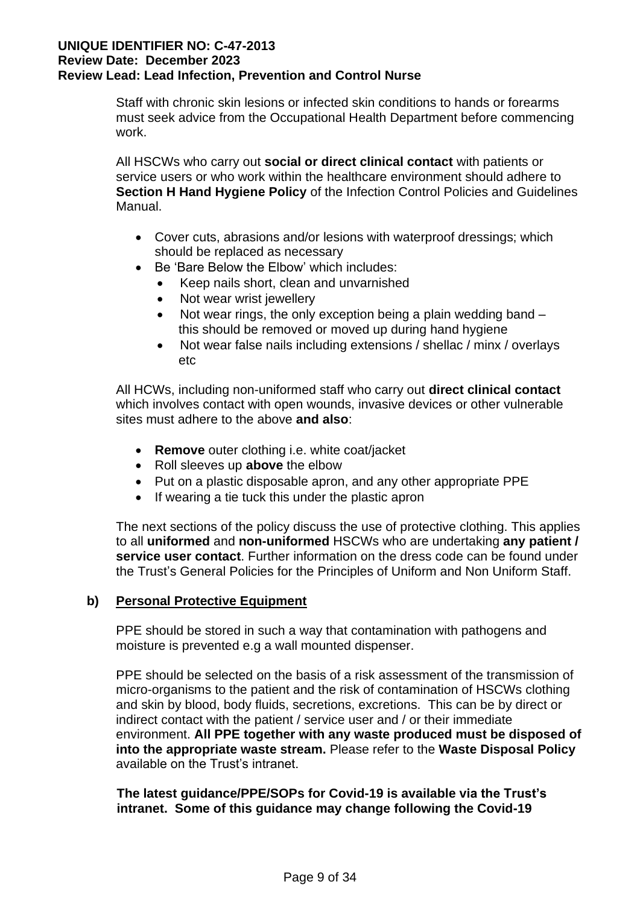Staff with chronic skin lesions or infected skin conditions to hands or forearms must seek advice from the Occupational Health Department before commencing work.

All HSCWs who carry out **social or direct clinical contact** with patients or service users or who work within the healthcare environment should adhere to **Section H Hand Hygiene Policy** of the Infection Control Policies and Guidelines Manual.

- Cover cuts, abrasions and/or lesions with waterproof dressings; which should be replaced as necessary
- Be 'Bare Below the Elbow' which includes:
  - Keep nails short, clean and unvarnished
  - Not wear wrist jewellery
  - Not wear rings, the only exception being a plain wedding band – this should be removed or moved up during hand hygiene
  - Not wear false nails including extensions / shellac / minx / overlays etc

All HCWs, including non-uniformed staff who carry out **direct clinical contact** which involves contact with open wounds, invasive devices or other vulnerable sites must adhere to the above **and also**:

- **Remove** outer clothing i.e. white coat/jacket
- Roll sleeves up **above** the elbow
- Put on a plastic disposable apron, and any other appropriate PPE
- If wearing a tie tuck this under the plastic apron

The next sections of the policy discuss the use of protective clothing. This applies to all **uniformed** and **non-uniformed** HSCWs who are undertaking **any patient / service user contact**. Further information on the dress code can be found under the Trust's General Policies for the Principles of Uniform and Non Uniform Staff.

## b) Personal Protective Equipment

PPE should be stored in such a way that contamination with pathogens and moisture is prevented e.g a wall mounted dispenser.

PPE should be selected on the basis of a risk assessment of the transmission of micro-organisms to the patient and the risk of contamination of HSCWs clothing and skin by blood, body fluids, secretions, excretions. This can be by direct or indirect contact with the patient / service user and / or their immediate environment. **All PPE together with any waste produced must be disposed of into the appropriate waste stream.** Please refer to the **Waste Disposal Policy** available on the Trust's intranet.

**The latest guidance/PPE/SOPs for Covid-19 is available via the Trust's intranet. Some of this guidance may change following the Covid-19**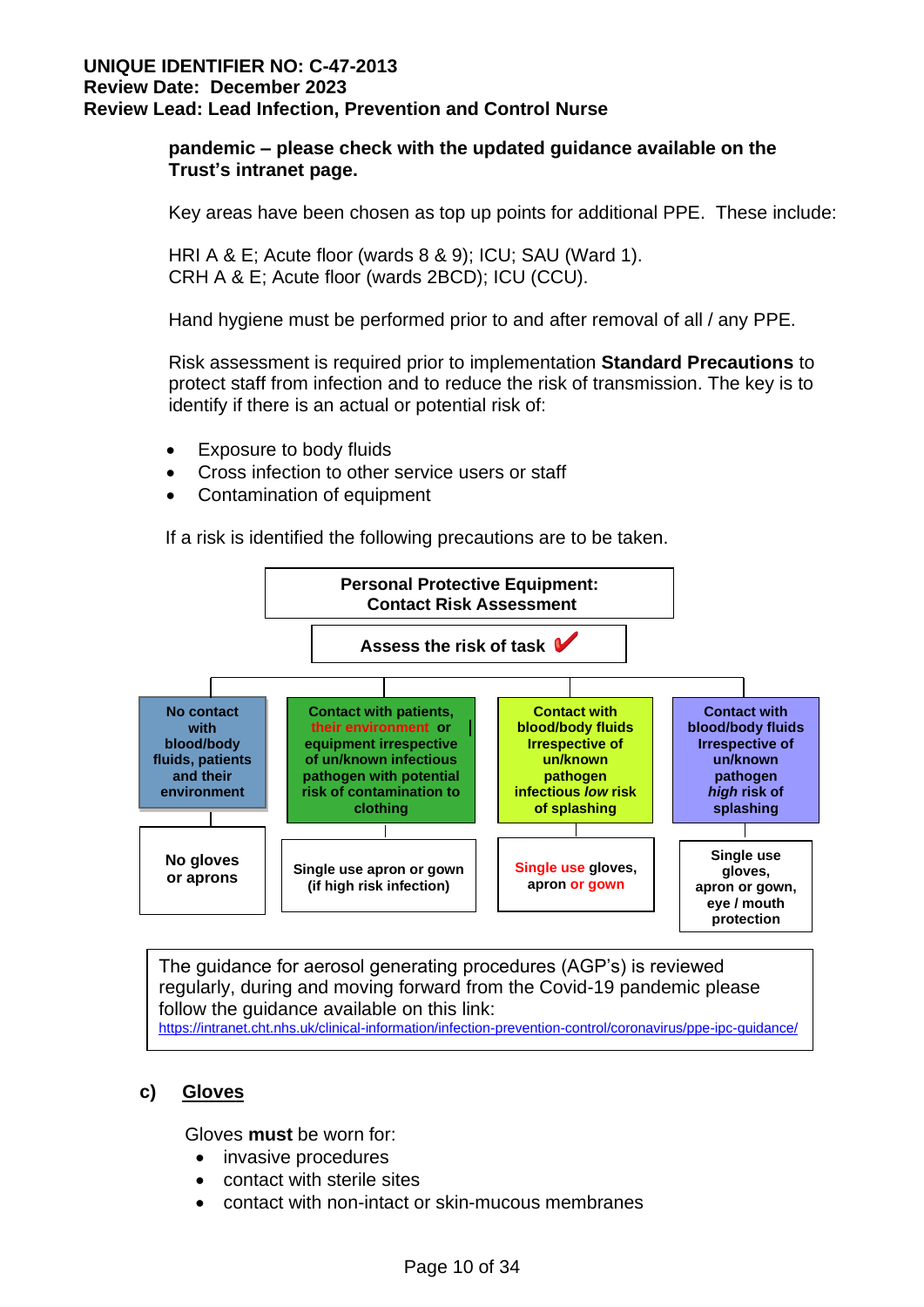**pandemic – please check with the updated guidance available on the Trust's intranet page.**

Key areas have been chosen as top up points for additional PPE. These include:

HRI A & E; Acute floor (wards 8 & 9); ICU; SAU (Ward 1).
CRH A & E; Acute floor (wards 2BCD); ICU (CCU).

Hand hygiene must be performed prior to and after removal of all / any PPE.

Risk assessment is required prior to implementation **Standard Precautions** to protect staff from infection and to reduce the risk of transmission. The key is to identify if there is an actual or potential risk of:

- Exposure to body fluids
- Cross infection to other service users or staff
- Contamination of equipment

If a risk is identified the following precautions are to be taken.

**Personal Protective Equipment: Contact Risk Assessment**

**Assess the risk of task ✔**

| No contact with blood/body fluids, patients and their environment | Contact with patients, their environment or equipment irrespective of un/known infectious pathogen with potential risk of contamination to clothing | Contact with blood/body fluids Irrespective of un/known pathogen infectious *low* risk of splashing | Contact with blood/body fluids Irrespective of un/known pathogen *high* risk of splashing |
|---|---|---|---|
| No gloves or aprons | Single use apron or gown (if high risk infection) | Single use gloves, apron or gown | Single use gloves, apron or gown, eye / mouth protection |

The guidance for aerosol generating procedures (AGP's) is reviewed regularly, during and moving forward from the Covid-19 pandemic please follow the guidance available on this link:
https://intranet.cht.nhs.uk/clinical-information/infection-prevention-control/coronavirus/ppe-ipc-guidance/

### c) Gloves

Gloves **must** be worn for:

- invasive procedures
- contact with sterile sites
- contact with non-intact or skin-mucous membranes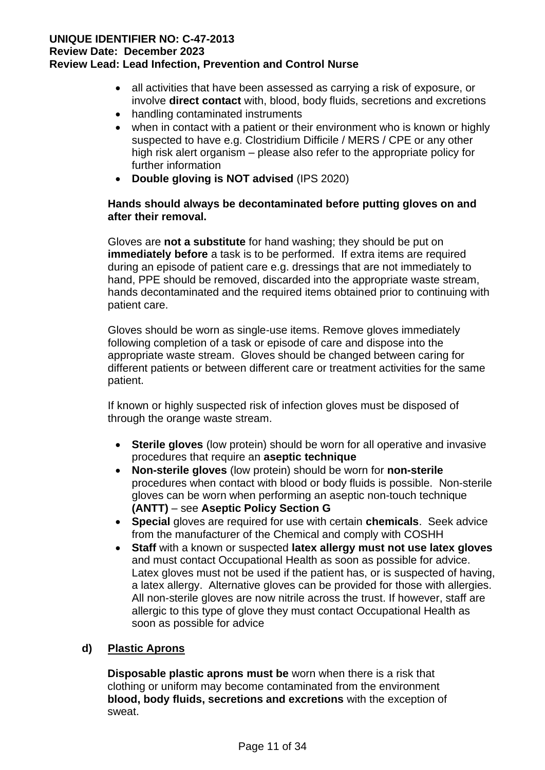- all activities that have been assessed as carrying a risk of exposure, or involve **direct contact** with, blood, body fluids, secretions and excretions
- handling contaminated instruments
- when in contact with a patient or their environment who is known or highly suspected to have e.g. Clostridium Difficile / MERS / CPE or any other high risk alert organism – please also refer to the appropriate policy for further information
- **Double gloving is NOT advised** (IPS 2020)

**Hands should always be decontaminated before putting gloves on and after their removal.**

Gloves are **not a substitute** for hand washing; they should be put on **immediately before** a task is to be performed. If extra items are required during an episode of patient care e.g. dressings that are not immediately to hand, PPE should be removed, discarded into the appropriate waste stream, hands decontaminated and the required items obtained prior to continuing with patient care.

Gloves should be worn as single-use items. Remove gloves immediately following completion of a task or episode of care and dispose into the appropriate waste stream. Gloves should be changed between caring for different patients or between different care or treatment activities for the same patient.

If known or highly suspected risk of infection gloves must be disposed of through the orange waste stream.

- **Sterile gloves** (low protein) should be worn for all operative and invasive procedures that require an **aseptic technique**
- **Non-sterile gloves** (low protein) should be worn for **non-sterile** procedures when contact with blood or body fluids is possible. Non-sterile gloves can be worn when performing an aseptic non-touch technique **(ANTT)** – see **Aseptic Policy Section G**
- **Special** gloves are required for use with certain **chemicals**. Seek advice from the manufacturer of the Chemical and comply with COSHH
- **Staff** with a known or suspected **latex allergy must not use latex gloves** and must contact Occupational Health as soon as possible for advice. Latex gloves must not be used if the patient has, or is suspected of having, a latex allergy. Alternative gloves can be provided for those with allergies. All non-sterile gloves are now nitrile across the trust. If however, staff are allergic to this type of glove they must contact Occupational Health as soon as possible for advice

### d) Plastic Aprons

**Disposable plastic aprons must be** worn when there is a risk that clothing or uniform may become contaminated from the environment **blood, body fluids, secretions and excretions** with the exception of sweat.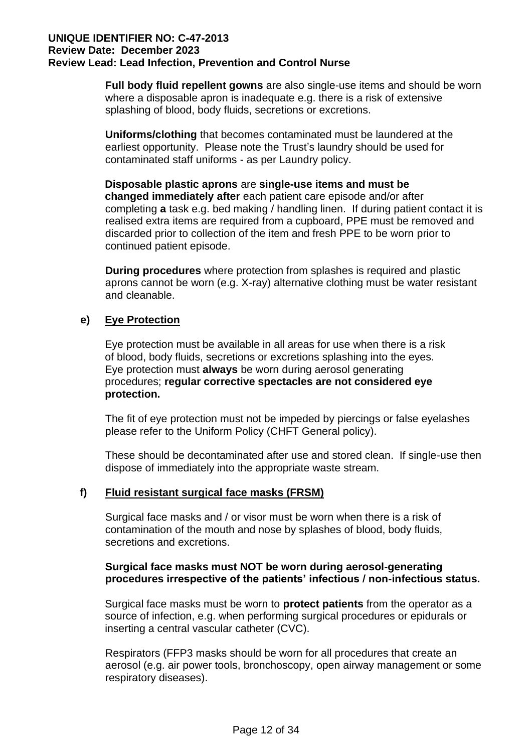**Full body fluid repellent gowns** are also single-use items and should be worn where a disposable apron is inadequate e.g. there is a risk of extensive splashing of blood, body fluids, secretions or excretions.

**Uniforms/clothing** that becomes contaminated must be laundered at the earliest opportunity. Please note the Trust's laundry should be used for contaminated staff uniforms - as per Laundry policy.

**Disposable plastic aprons** are **single-use items and must be changed immediately after** each patient care episode and/or after completing **a** task e.g. bed making / handling linen. If during patient contact it is realised extra items are required from a cupboard, PPE must be removed and discarded prior to collection of the item and fresh PPE to be worn prior to continued patient episode.

**During procedures** where protection from splashes is required and plastic aprons cannot be worn (e.g. X-ray) alternative clothing must be water resistant and cleanable.

**e) <u>Eye Protection</u>**

Eye protection must be available in all areas for use when there is a risk of blood, body fluids, secretions or excretions splashing into the eyes. Eye protection must **always** be worn during aerosol generating procedures; **regular corrective spectacles are not considered eye protection.**

The fit of eye protection must not be impeded by piercings or false eyelashes please refer to the Uniform Policy (CHFT General policy).

These should be decontaminated after use and stored clean. If single-use then dispose of immediately into the appropriate waste stream.

**f) <u>Fluid resistant surgical face masks (FRSM)</u>**

Surgical face masks and / or visor must be worn when there is a risk of contamination of the mouth and nose by splashes of blood, body fluids, secretions and excretions.

**Surgical face masks must NOT be worn during aerosol-generating procedures irrespective of the patients' infectious / non-infectious status.**

Surgical face masks must be worn to **protect patients** from the operator as a source of infection, e.g. when performing surgical procedures or epidurals or inserting a central vascular catheter (CVC).

Respirators (FFP3 masks should be worn for all procedures that create an aerosol (e.g. air power tools, bronchoscopy, open airway management or some respiratory diseases).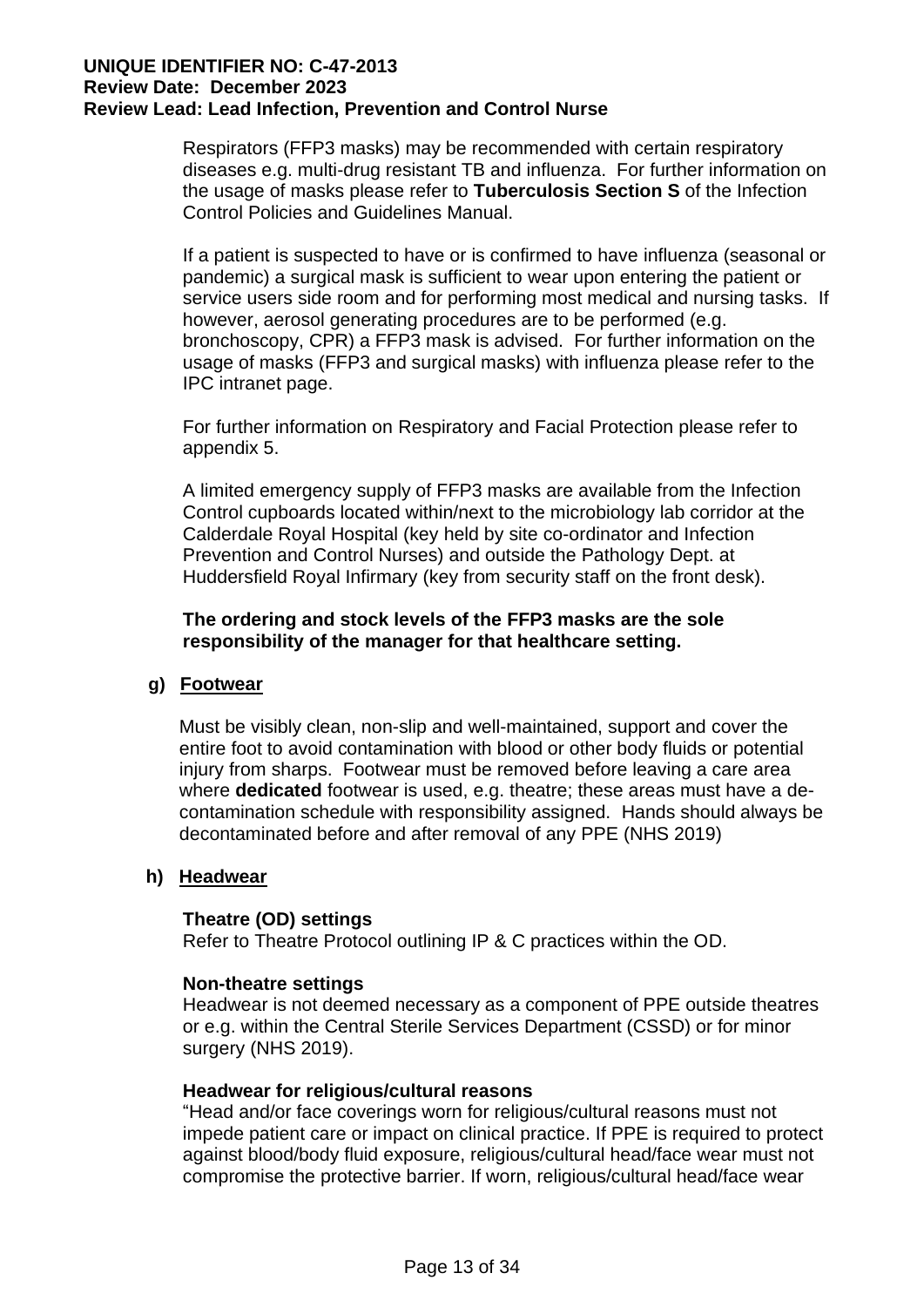Respirators (FFP3 masks) may be recommended with certain respiratory diseases e.g. multi-drug resistant TB and influenza. For further information on the usage of masks please refer to **Tuberculosis Section S** of the Infection Control Policies and Guidelines Manual.

If a patient is suspected to have or is confirmed to have influenza (seasonal or pandemic) a surgical mask is sufficient to wear upon entering the patient or service users side room and for performing most medical and nursing tasks. If however, aerosol generating procedures are to be performed (e.g. bronchoscopy, CPR) a FFP3 mask is advised. For further information on the usage of masks (FFP3 and surgical masks) with influenza please refer to the IPC intranet page.

For further information on Respiratory and Facial Protection please refer to appendix 5.

A limited emergency supply of FFP3 masks are available from the Infection Control cupboards located within/next to the microbiology lab corridor at the Calderdale Royal Hospital (key held by site co-ordinator and Infection Prevention and Control Nurses) and outside the Pathology Dept. at Huddersfield Royal Infirmary (key from security staff on the front desk).

**The ordering and stock levels of the FFP3 masks are the sole responsibility of the manager for that healthcare setting.**

**g) Footwear**

Must be visibly clean, non-slip and well-maintained, support and cover the entire foot to avoid contamination with blood or other body fluids or potential injury from sharps. Footwear must be removed before leaving a care area where **dedicated** footwear is used, e.g. theatre; these areas must have a de-contamination schedule with responsibility assigned. Hands should always be decontaminated before and after removal of any PPE (NHS 2019)

**h) Headwear**

**Theatre (OD) settings**
Refer to Theatre Protocol outlining IP & C practices within the OD.

**Non-theatre settings**
Headwear is not deemed necessary as a component of PPE outside theatres or e.g. within the Central Sterile Services Department (CSSD) or for minor surgery (NHS 2019).

**Headwear for religious/cultural reasons**
"Head and/or face coverings worn for religious/cultural reasons must not impede patient care or impact on clinical practice. If PPE is required to protect against blood/body fluid exposure, religious/cultural head/face wear must not compromise the protective barrier. If worn, religious/cultural head/face wear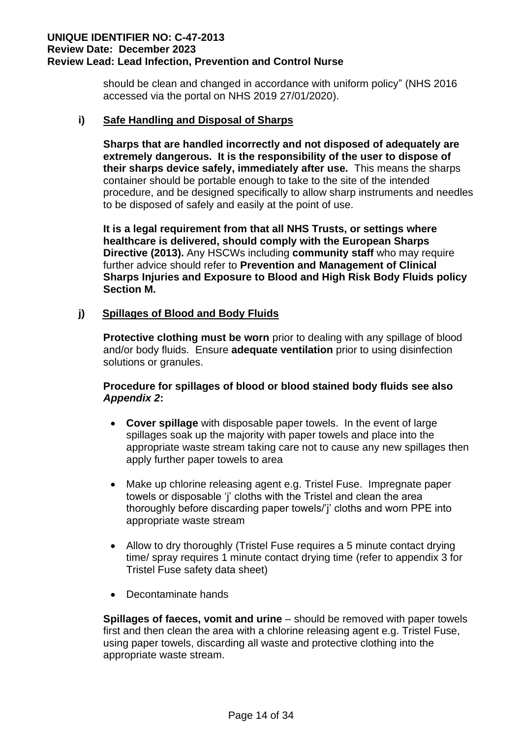should be clean and changed in accordance with uniform policy" (NHS 2016 accessed via the portal on NHS 2019 27/01/2020).

### i) Safe Handling and Disposal of Sharps

**Sharps that are handled incorrectly and not disposed of adequately are extremely dangerous. It is the responsibility of the user to dispose of their sharps device safely, immediately after use.** This means the sharps container should be portable enough to take to the site of the intended procedure, and be designed specifically to allow sharp instruments and needles to be disposed of safely and easily at the point of use.

**It is a legal requirement from that all NHS Trusts, or settings where healthcare is delivered, should comply with the European Sharps Directive (2013).** Any HSCWs including **community staff** who may require further advice should refer to **Prevention and Management of Clinical Sharps Injuries and Exposure to Blood and High Risk Body Fluids policy Section M.**

### j) Spillages of Blood and Body Fluids

**Protective clothing must be worn** prior to dealing with any spillage of blood and/or body fluids. Ensure **adequate ventilation** prior to using disinfection solutions or granules.

**Procedure for spillages of blood or blood stained body fluids see also *Appendix 2*:**

- **Cover spillage** with disposable paper towels. In the event of large spillages soak up the majority with paper towels and place into the appropriate waste stream taking care not to cause any new spillages then apply further paper towels to area
- Make up chlorine releasing agent e.g. Tristel Fuse. Impregnate paper towels or disposable 'j' cloths with the Tristel and clean the area thoroughly before discarding paper towels/'j' cloths and worn PPE into appropriate waste stream
- Allow to dry thoroughly (Tristel Fuse requires a 5 minute contact drying time/ spray requires 1 minute contact drying time (refer to appendix 3 for Tristel Fuse safety data sheet)
- Decontaminate hands

**Spillages of faeces, vomit and urine** – should be removed with paper towels first and then clean the area with a chlorine releasing agent e.g. Tristel Fuse, using paper towels, discarding all waste and protective clothing into the appropriate waste stream.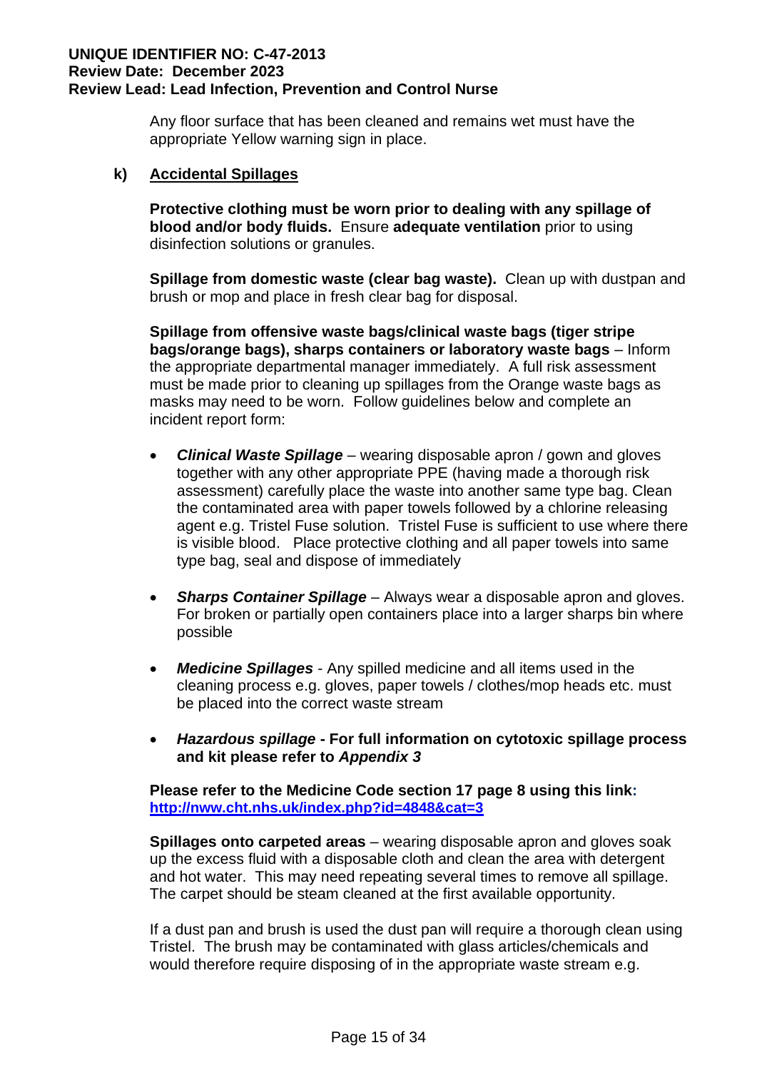Any floor surface that has been cleaned and remains wet must have the appropriate Yellow warning sign in place.

### k) Accidental Spillages

**Protective clothing must be worn prior to dealing with any spillage of blood and/or body fluids.** Ensure **adequate ventilation** prior to using disinfection solutions or granules.

**Spillage from domestic waste (clear bag waste).** Clean up with dustpan and brush or mop and place in fresh clear bag for disposal.

**Spillage from offensive waste bags/clinical waste bags (tiger stripe bags/orange bags), sharps containers or laboratory waste bags** – Inform the appropriate departmental manager immediately. A full risk assessment must be made prior to cleaning up spillages from the Orange waste bags as masks may need to be worn. Follow guidelines below and complete an incident report form:

- ***Clinical Waste Spillage*** – wearing disposable apron / gown and gloves together with any other appropriate PPE (having made a thorough risk assessment) carefully place the waste into another same type bag. Clean the contaminated area with paper towels followed by a chlorine releasing agent e.g. Tristel Fuse solution. Tristel Fuse is sufficient to use where there is visible blood. Place protective clothing and all paper towels into same type bag, seal and dispose of immediately

- ***Sharps Container Spillage*** – Always wear a disposable apron and gloves. For broken or partially open containers place into a larger sharps bin where possible

- ***Medicine Spillages*** - Any spilled medicine and all items used in the cleaning process e.g. gloves, paper towels / clothes/mop heads etc. must be placed into the correct waste stream

- ***Hazardous spillage*** **- For full information on cytotoxic spillage process and kit please refer to *Appendix 3***

**Please refer to the Medicine Code section 17 page 8 using this link: [http://nww.cht.nhs.uk/index.php?id=4848&cat=3](http://nww.cht.nhs.uk/index.php?id=4848&cat=3)**

**Spillages onto carpeted areas** – wearing disposable apron and gloves soak up the excess fluid with a disposable cloth and clean the area with detergent and hot water. This may need repeating several times to remove all spillage. The carpet should be steam cleaned at the first available opportunity.

If a dust pan and brush is used the dust pan will require a thorough clean using Tristel. The brush may be contaminated with glass articles/chemicals and would therefore require disposing of in the appropriate waste stream e.g.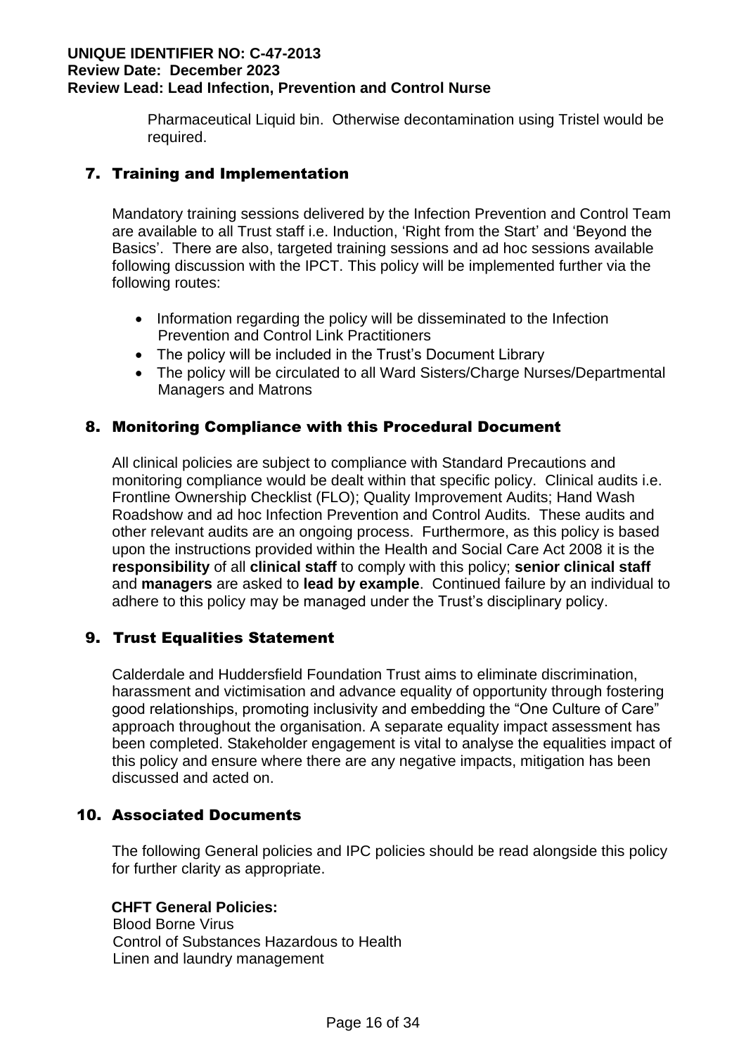Pharmaceutical Liquid bin. Otherwise decontamination using Tristel would be required.

## 7. Training and Implementation

Mandatory training sessions delivered by the Infection Prevention and Control Team are available to all Trust staff i.e. Induction, 'Right from the Start' and 'Beyond the Basics'. There are also, targeted training sessions and ad hoc sessions available following discussion with the IPCT. This policy will be implemented further via the following routes:

- Information regarding the policy will be disseminated to the Infection Prevention and Control Link Practitioners
- The policy will be included in the Trust's Document Library
- The policy will be circulated to all Ward Sisters/Charge Nurses/Departmental Managers and Matrons

## 8. Monitoring Compliance with this Procedural Document

All clinical policies are subject to compliance with Standard Precautions and monitoring compliance would be dealt within that specific policy. Clinical audits i.e. Frontline Ownership Checklist (FLO); Quality Improvement Audits; Hand Wash Roadshow and ad hoc Infection Prevention and Control Audits. These audits and other relevant audits are an ongoing process. Furthermore, as this policy is based upon the instructions provided within the Health and Social Care Act 2008 it is the **responsibility** of all **clinical staff** to comply with this policy; **senior clinical staff** and **managers** are asked to **lead by example**. Continued failure by an individual to adhere to this policy may be managed under the Trust's disciplinary policy.

## 9. Trust Equalities Statement

Calderdale and Huddersfield Foundation Trust aims to eliminate discrimination, harassment and victimisation and advance equality of opportunity through fostering good relationships, promoting inclusivity and embedding the "One Culture of Care" approach throughout the organisation. A separate equality impact assessment has been completed. Stakeholder engagement is vital to analyse the equalities impact of this policy and ensure where there are any negative impacts, mitigation has been discussed and acted on.

## 10. Associated Documents

The following General policies and IPC policies should be read alongside this policy for further clarity as appropriate.

**CHFT General Policies:**

Blood Borne Virus
Control of Substances Hazardous to Health
Linen and laundry management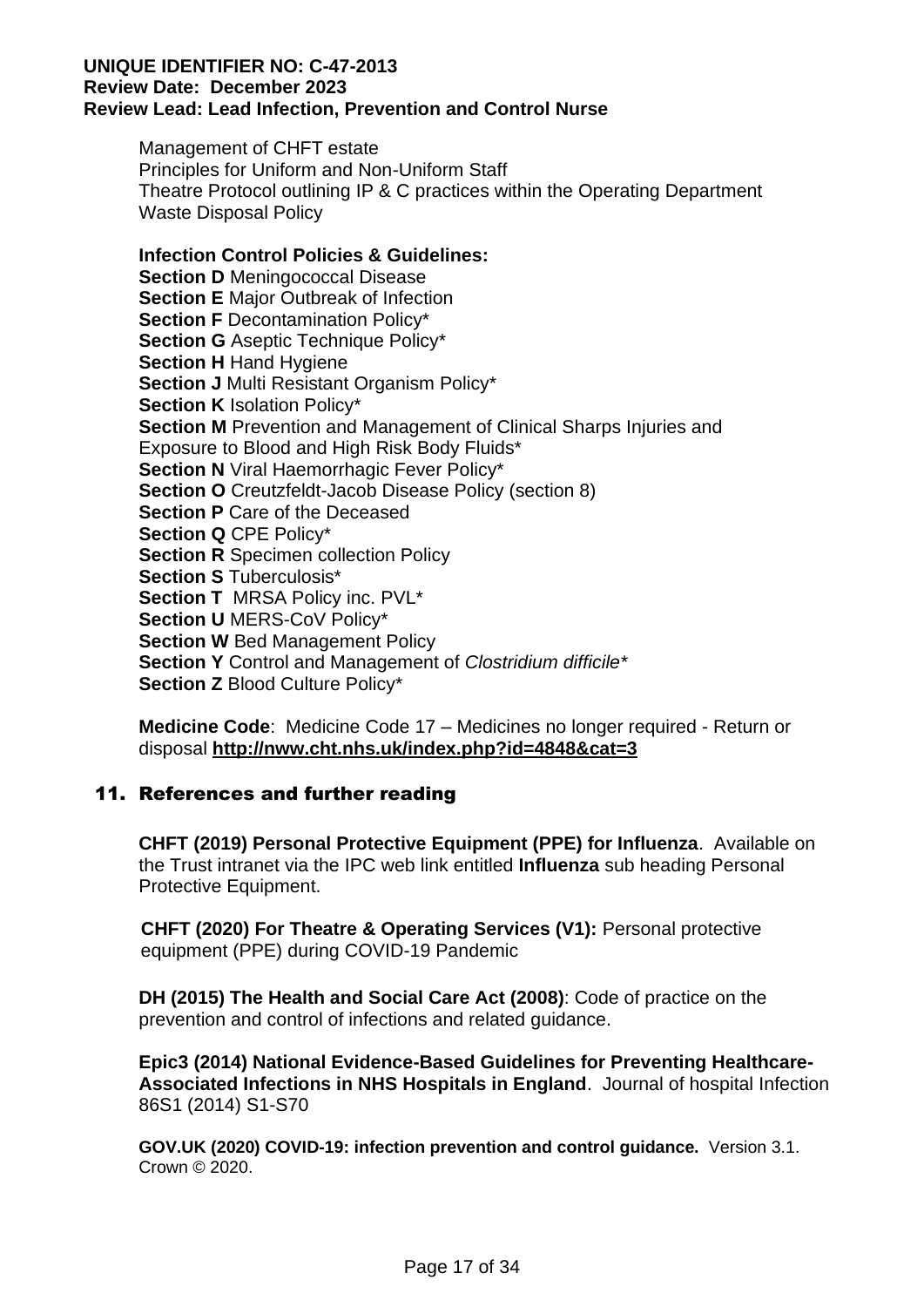Management of CHFT estate
Principles for Uniform and Non-Uniform Staff
Theatre Protocol outlining IP & C practices within the Operating Department
Waste Disposal Policy

**Infection Control Policies & Guidelines:**
**Section D** Meningococcal Disease
**Section E** Major Outbreak of Infection
**Section F** Decontamination Policy*
**Section G** Aseptic Technique Policy*
**Section H** Hand Hygiene
**Section J** Multi Resistant Organism Policy*
**Section K** Isolation Policy*
**Section M** Prevention and Management of Clinical Sharps Injuries and Exposure to Blood and High Risk Body Fluids*
**Section N** Viral Haemorrhagic Fever Policy*
**Section O** Creutzfeldt-Jacob Disease Policy (section 8)
**Section P** Care of the Deceased
**Section Q** CPE Policy*
**Section R** Specimen collection Policy
**Section S** Tuberculosis*
**Section T** MRSA Policy inc. PVL*
**Section U** MERS-CoV Policy*
**Section W** Bed Management Policy
**Section Y** Control and Management of *Clostridium difficile**
**Section Z** Blood Culture Policy*

**Medicine Code**: Medicine Code 17 – Medicines no longer required - Return or disposal **http://nww.cht.nhs.uk/index.php?id=4848&cat=3**

## 11. References and further reading

**CHFT (2019) Personal Protective Equipment (PPE) for Influenza**. Available on the Trust intranet via the IPC web link entitled **Influenza** sub heading Personal Protective Equipment.

**CHFT (2020) For Theatre & Operating Services (V1):** Personal protective equipment (PPE) during COVID-19 Pandemic

**DH (2015) The Health and Social Care Act (2008)**: Code of practice on the prevention and control of infections and related guidance.

**Epic3 (2014) National Evidence-Based Guidelines for Preventing Healthcare-Associated Infections in NHS Hospitals in England**. Journal of hospital Infection 86S1 (2014) S1-S70

**GOV.UK (2020) COVID-19: infection prevention and control guidance.** Version 3.1. Crown © 2020.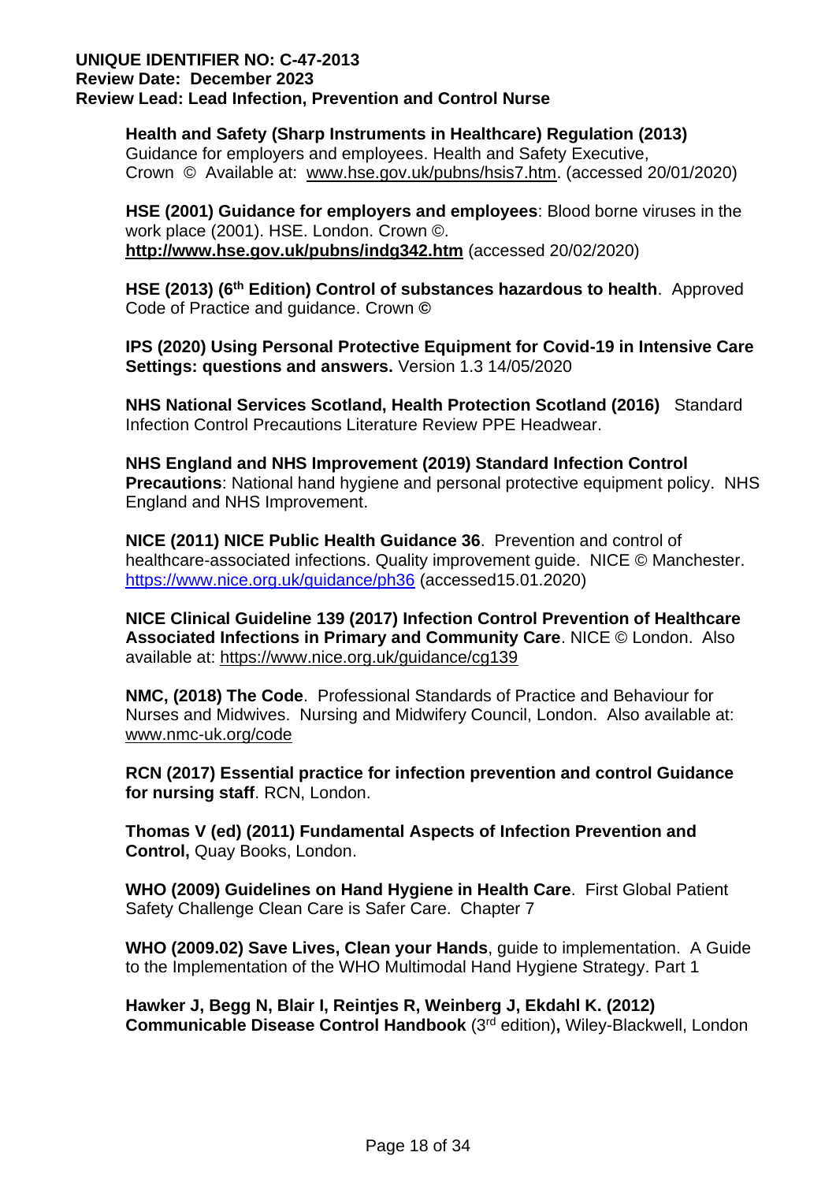**Health and Safety (Sharp Instruments in Healthcare) Regulation (2013)** Guidance for employers and employees. Health and Safety Executive, Crown © Available at: www.hse.gov.uk/pubns/hsis7.htm. (accessed 20/01/2020)

**HSE (2001) Guidance for employers and employees**: Blood borne viruses in the work place (2001). HSE. London. Crown ©. **http://www.hse.gov.uk/pubns/indg342.htm** (accessed 20/02/2020)

**HSE (2013) (6th Edition) Control of substances hazardous to health**. Approved Code of Practice and guidance. Crown **©**

**IPS (2020) Using Personal Protective Equipment for Covid-19 in Intensive Care Settings: questions and answers.** Version 1.3 14/05/2020

**NHS National Services Scotland, Health Protection Scotland (2016)** Standard Infection Control Precautions Literature Review PPE Headwear.

**NHS England and NHS Improvement (2019) Standard Infection Control Precautions**: National hand hygiene and personal protective equipment policy. NHS England and NHS Improvement.

**NICE (2011) NICE Public Health Guidance 36**. Prevention and control of healthcare-associated infections. Quality improvement guide. NICE © Manchester. https://www.nice.org.uk/guidance/ph36 (accessed15.01.2020)

**NICE Clinical Guideline 139 (2017) Infection Control Prevention of Healthcare Associated Infections in Primary and Community Care**. NICE © London. Also available at: https://www.nice.org.uk/guidance/cg139

**NMC, (2018) The Code**. Professional Standards of Practice and Behaviour for Nurses and Midwives. Nursing and Midwifery Council, London. Also available at: www.nmc-uk.org/code

**RCN (2017) Essential practice for infection prevention and control Guidance for nursing staff**. RCN, London.

**Thomas V (ed) (2011) Fundamental Aspects of Infection Prevention and Control,** Quay Books, London.

**WHO (2009) Guidelines on Hand Hygiene in Health Care**. First Global Patient Safety Challenge Clean Care is Safer Care. Chapter 7

**WHO (2009.02) Save Lives, Clean your Hands**, guide to implementation. A Guide to the Implementation of the WHO Multimodal Hand Hygiene Strategy. Part 1

**Hawker J, Begg N, Blair I, Reintjes R, Weinberg J, Ekdahl K. (2012) Communicable Disease Control Handbook** (3rd edition)**,** Wiley-Blackwell, London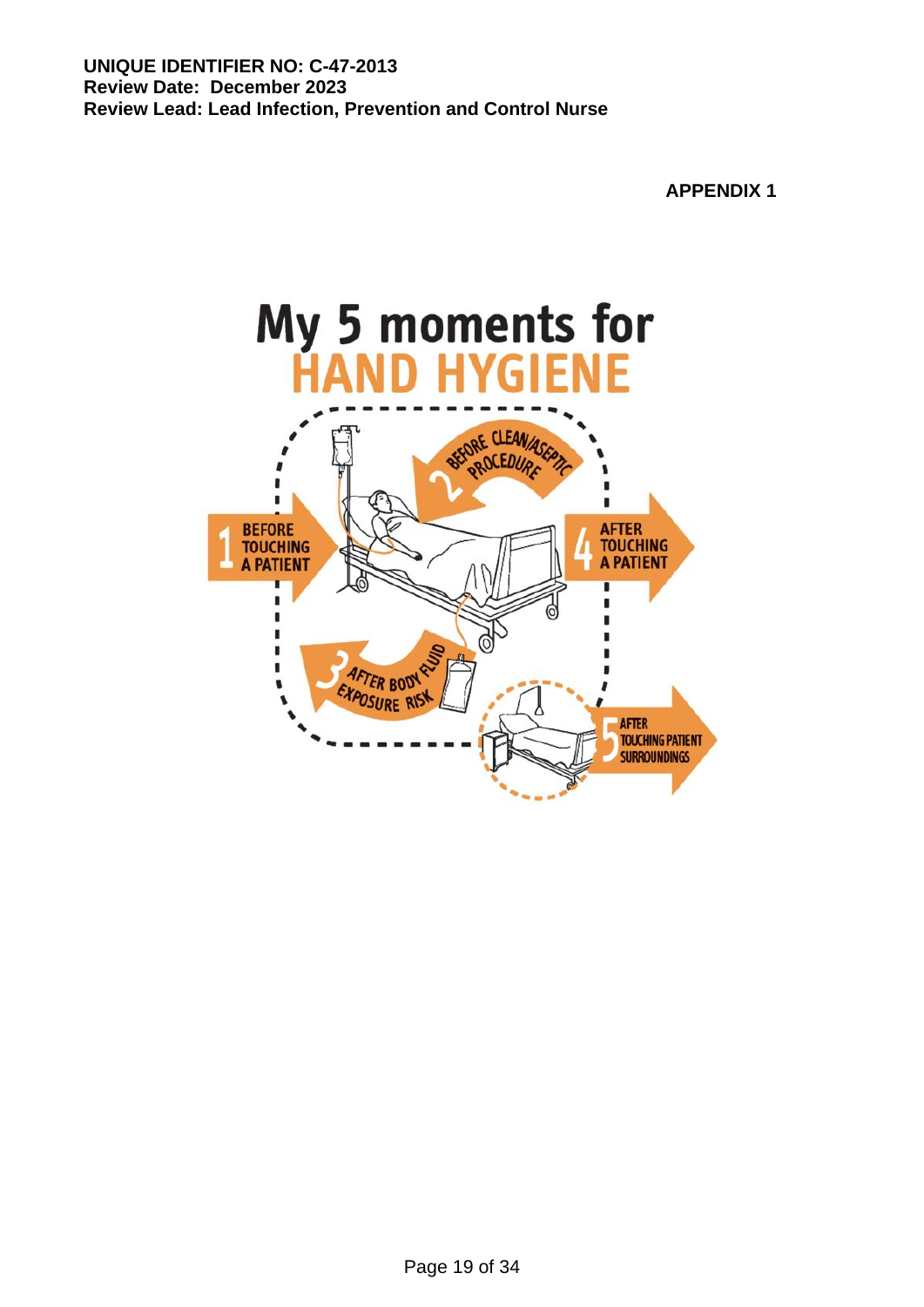**UNIQUE IDENTIFIER NO: C-47-2013**
**Review Date: December 2023**
**Review Lead: Lead Infection, Prevention and Control Nurse**

**APPENDIX 1**

# My 5 moments for HAND HYGIENE

1. BEFORE TOUCHING A PATIENT
2. BEFORE CLEAN/ASEPTIC PROCEDURE
3. AFTER BODY FLUID EXPOSURE RISK
4. AFTER TOUCHING A PATIENT
5. AFTER TOUCHING PATIENT SURROUNDINGS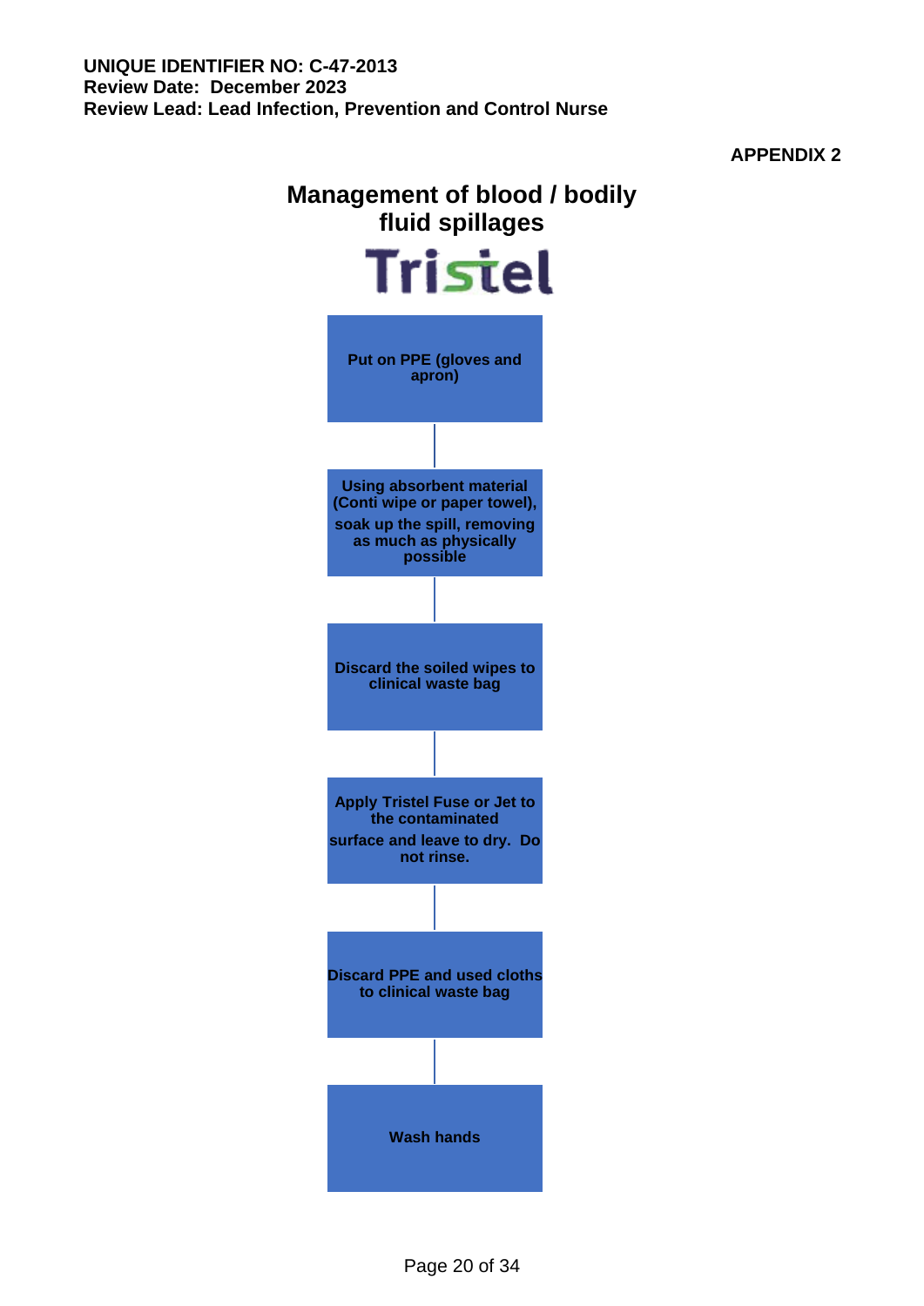**UNIQUE IDENTIFIER NO: C-47-2013**
**Review Date: December 2023**
**Review Lead: Lead Infection, Prevention and Control Nurse**

**APPENDIX 2**

# Management of blood / bodily fluid spillages

**Tristel**

1. **Put on PPE (gloves and apron)**
2. **Using absorbent material (Conti wipe or paper towel), soak up the spill, removing as much as physically possible**
3. **Discard the soiled wipes to clinical waste bag**
4. **Apply Tristel Fuse or Jet to the contaminated surface and leave to dry. Do not rinse.**
5. **Discard PPE and used cloths to clinical waste bag**
6. **Wash hands**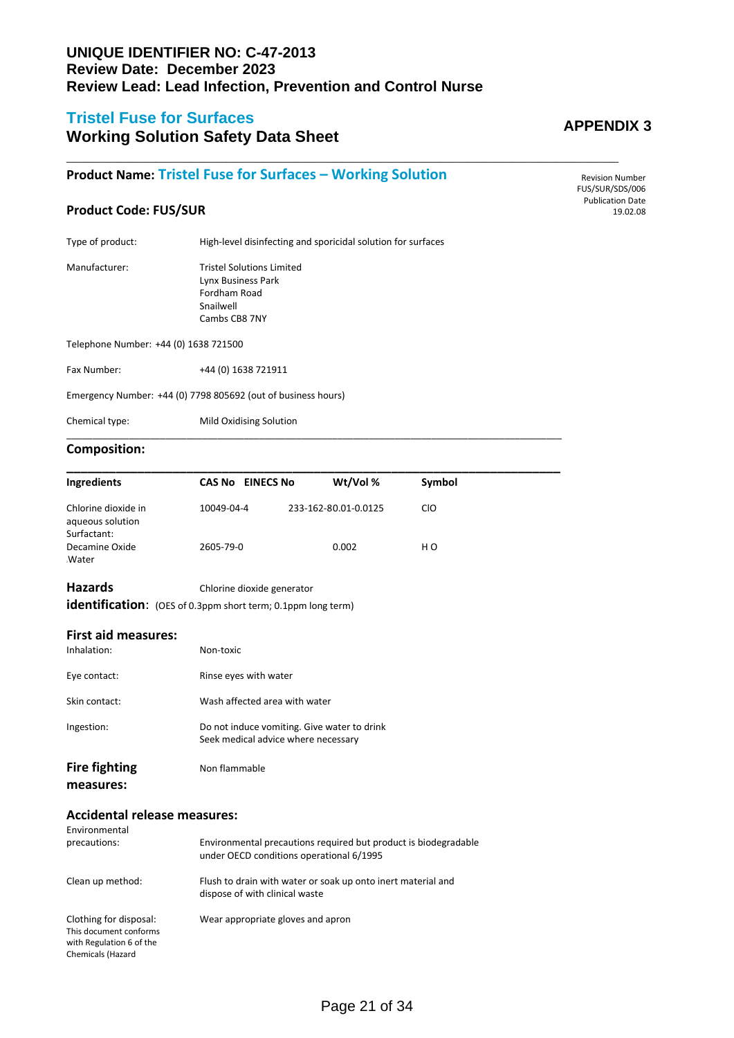**UNIQUE IDENTIFIER NO: C-47-2013**
**Review Date: December 2023**
**Review Lead: Lead Infection, Prevention and Control Nurse**

## Tristel Fuse for Surfaces
## Working Solution Safety Data Sheet

**APPENDIX 3**

---

### Product Name: Tristel Fuse for Surfaces – Working Solution

Revision Number
FUS/SUR/SDS/006
Publication Date
19.02.08

### Product Code: FUS/SUR

Type of product: High-level disinfecting and sporicidal solution for surfaces

Manufacturer: Tristel Solutions Limited
Lynx Business Park
Fordham Road
Snailwell
Cambs CB8 7NY

Telephone Number: +44 (0) 1638 721500

Fax Number: +44 (0) 1638 721911

Emergency Number: +44 (0) 7798 805692 (out of business hours)

Chemical type: Mild Oxidising Solution

---

### Composition:

| Ingredients | CAS No | EINECS No | Wt/Vol % | Symbol |
|---|---|---|---|---|
| Chlorine dioxide in aqueous solution | 10049-04-4 | 233-162-8 | 0.01-0.0125 | ClO |
| Surfactant: Decamine Oxide | 2605-79-0 | | 0.002 | H O |
| Water | | | | |

### Hazards identification:

Chlorine dioxide generator
(OES of 0.3ppm short term; 0.1ppm long term)

### First aid measures:

Inhalation: Non-toxic

Eye contact: Rinse eyes with water

Skin contact: Wash affected area with water

Ingestion: Do not induce vomiting. Give water to drink
Seek medical advice where necessary

### Fire fighting measures:

Non flammable

### Accidental release measures:

Environmental precautions: Environmental precautions required but product is biodegradable under OECD conditions operational 6/1995

Clean up method: Flush to drain with water or soak up onto inert material and dispose of with clinical waste

Clothing for disposal: Wear appropriate gloves and apron

This document conforms with Regulation 6 of the Chemicals (Hazard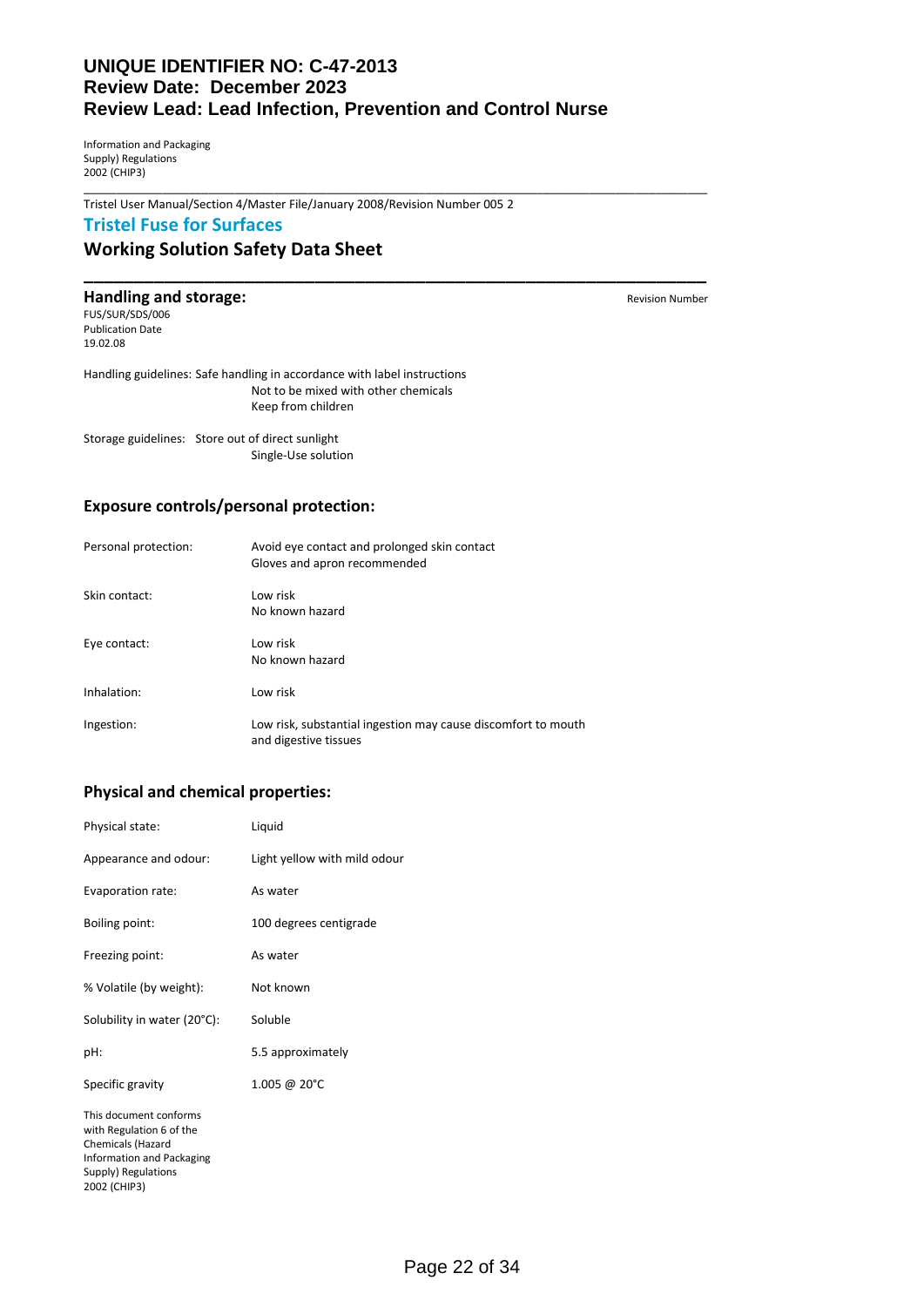**UNIQUE IDENTIFIER NO: C-47-2013**
**Review Date: December 2023**
**Review Lead: Lead Infection, Prevention and Control Nurse**

Information and Packaging Supply) Regulations 2002 (CHIP3)

Tristel User Manual/Section 4/Master File/January 2008/Revision Number 005 2

## Tristel Fuse for Surfaces

## Working Solution Safety Data Sheet

### Handling and storage:

Revision Number

FUS/SUR/SDS/006

Publication Date 19.02.08

Handling guidelines: Safe handling in accordance with label instructions
Not to be mixed with other chemicals
Keep from children

Storage guidelines: Store out of direct sunlight
Single-Use solution

### Exposure controls/personal protection:

| | |
|---|---|
| Personal protection: | Avoid eye contact and prolonged skin contact<br>Gloves and apron recommended |
| Skin contact: | Low risk<br>No known hazard |
| Eye contact: | Low risk<br>No known hazard |
| Inhalation: | Low risk |
| Ingestion: | Low risk, substantial ingestion may cause discomfort to mouth and digestive tissues |

### Physical and chemical properties:

| | |
|---|---|
| Physical state: | Liquid |
| Appearance and odour: | Light yellow with mild odour |
| Evaporation rate: | As water |
| Boiling point: | 100 degrees centigrade |
| Freezing point: | As water |
| % Volatile (by weight): | Not known |
| Solubility in water (20°C): | Soluble |
| pH: | 5.5 approximately |
| Specific gravity | 1.005 @ 20°C |

This document conforms with Regulation 6 of the Chemicals (Hazard Information and Packaging Supply) Regulations 2002 (CHIP3)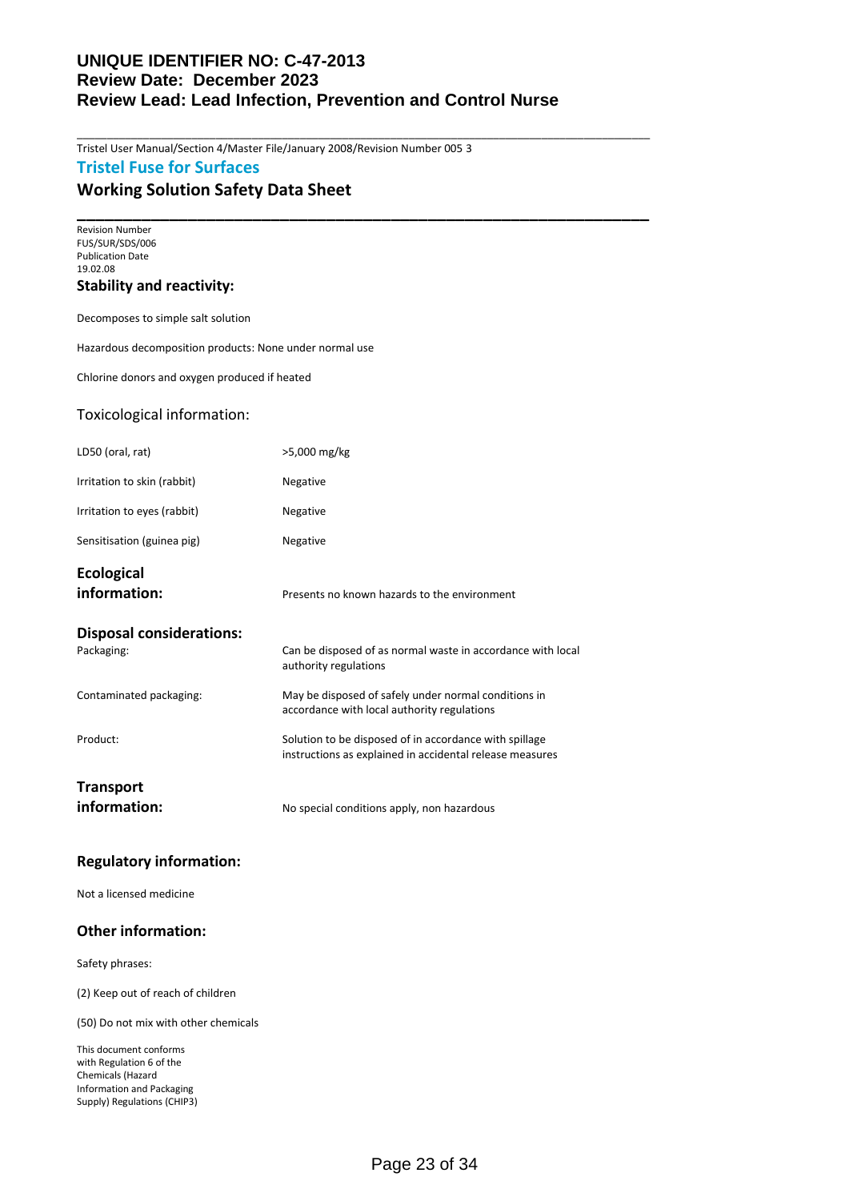**UNIQUE IDENTIFIER NO: C-47-2013**
**Review Date: December 2023**
**Review Lead: Lead Infection, Prevention and Control Nurse**

Tristel User Manual/Section 4/Master File/January 2008/Revision Number 005 3

## Tristel Fuse for Surfaces

## Working Solution Safety Data Sheet

Revision Number
FUS/SUR/SDS/006
Publication Date
19.02.08

### Stability and reactivity:

Decomposes to simple salt solution

Hazardous decomposition products: None under normal use

Chlorine donors and oxygen produced if heated

### Toxicological information:

| | |
|---|---|
| LD50 (oral, rat) | >5,000 mg/kg |
| Irritation to skin (rabbit) | Negative |
| Irritation to eyes (rabbit) | Negative |
| Sensitisation (guinea pig) | Negative |

### Ecological information:

Presents no known hazards to the environment

### Disposal considerations:

| | |
|---|---|
| Packaging: | Can be disposed of as normal waste in accordance with local authority regulations |
| Contaminated packaging: | May be disposed of safely under normal conditions in accordance with local authority regulations |
| Product: | Solution to be disposed of in accordance with spillage instructions as explained in accidental release measures |

### Transport information:

No special conditions apply, non hazardous

### Regulatory information:

Not a licensed medicine

### Other information:

Safety phrases:

(2) Keep out of reach of children

(50) Do not mix with other chemicals

This document conforms with Regulation 6 of the Chemicals (Hazard Information and Packaging Supply) Regulations (CHIP3)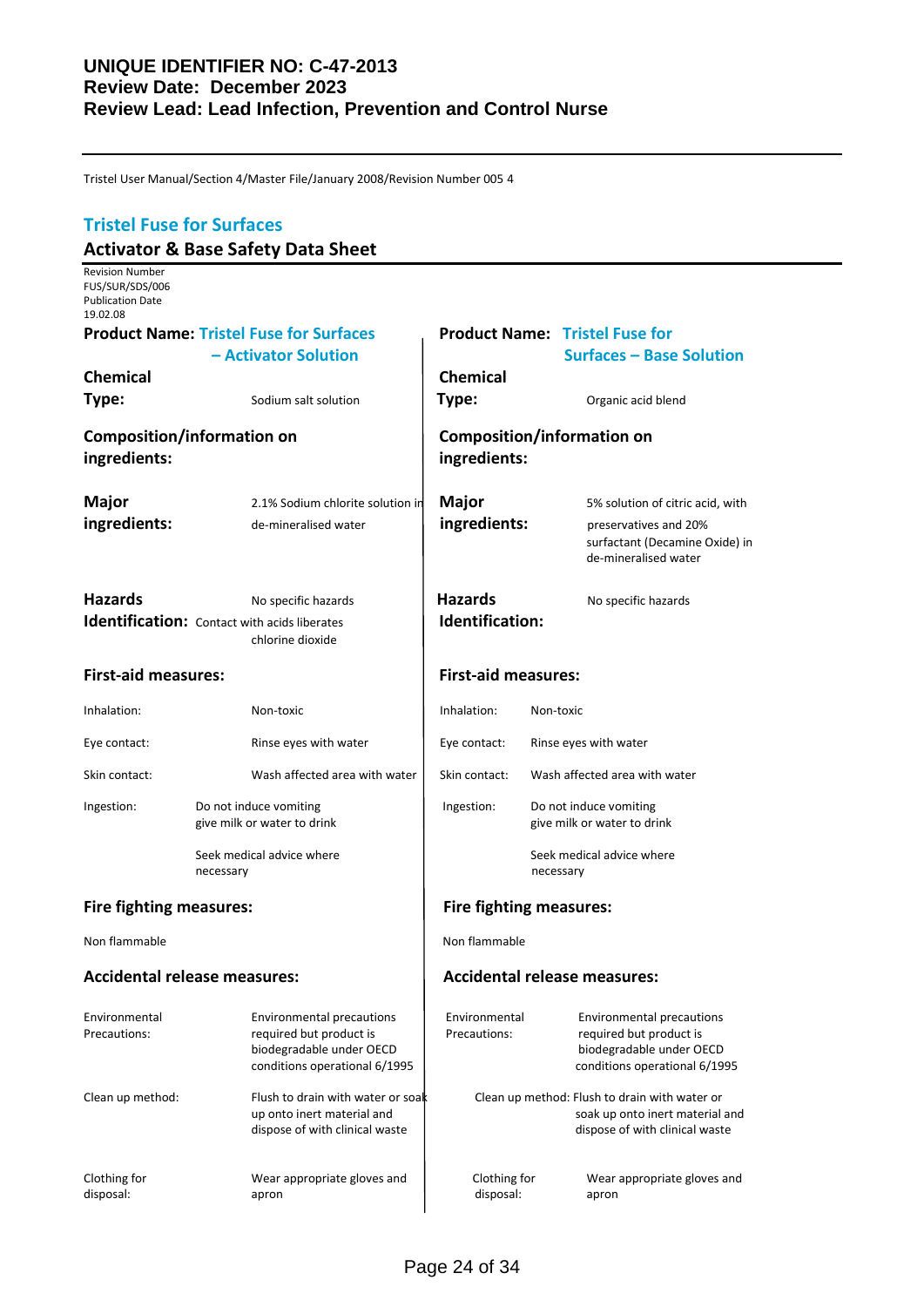**UNIQUE IDENTIFIER NO: C-47-2013**
**Review Date: December 2023**
**Review Lead: Lead Infection, Prevention and Control Nurse**

Tristel User Manual/Section 4/Master File/January 2008/Revision Number 005 4

## Tristel Fuse for Surfaces

### Activator & Base Safety Data Sheet

Revision Number
FUS/SUR/SDS/006
Publication Date
19.02.08

| | Activator Solution | Base Solution |
|---|---|---|
| **Product Name:** | Tristel Fuse for Surfaces – Activator Solution | Tristel Fuse for Surfaces – Base Solution |
| **Chemical Type:** | Sodium salt solution | Organic acid blend |
| **Composition/information on ingredients:** | | |
| **Major ingredients:** | 2.1% Sodium chlorite solution in de-mineralised water | 5% solution of citric acid, with preservatives and 20% surfactant (Decamine Oxide) in de-mineralised water |
| **Hazards Identification:** | No specific hazards<br>Contact with acids liberates chlorine dioxide | No specific hazards |
| **First-aid measures:** | | |
| Inhalation: | Non-toxic | Non-toxic |
| Eye contact: | Rinse eyes with water | Rinse eyes with water |
| Skin contact: | Wash affected area with water | Wash affected area with water |
| Ingestion: | Do not induce vomiting give milk or water to drink<br>Seek medical advice where necessary | Do not induce vomiting give milk or water to drink<br>Seek medical advice where necessary |
| **Fire fighting measures:** | Non flammable | Non flammable |
| **Accidental release measures:** | | |
| Environmental Precautions: | Environmental precautions required but product is biodegradable under OECD conditions operational 6/1995 | Environmental precautions required but product is biodegradable under OECD conditions operational 6/1995 |
| Clean up method: | Flush to drain with water or soak up onto inert material and dispose of with clinical waste | Flush to drain with water or soak up onto inert material and dispose of with clinical waste |
| Clothing for disposal: | Wear appropriate gloves and apron | Wear appropriate gloves and apron |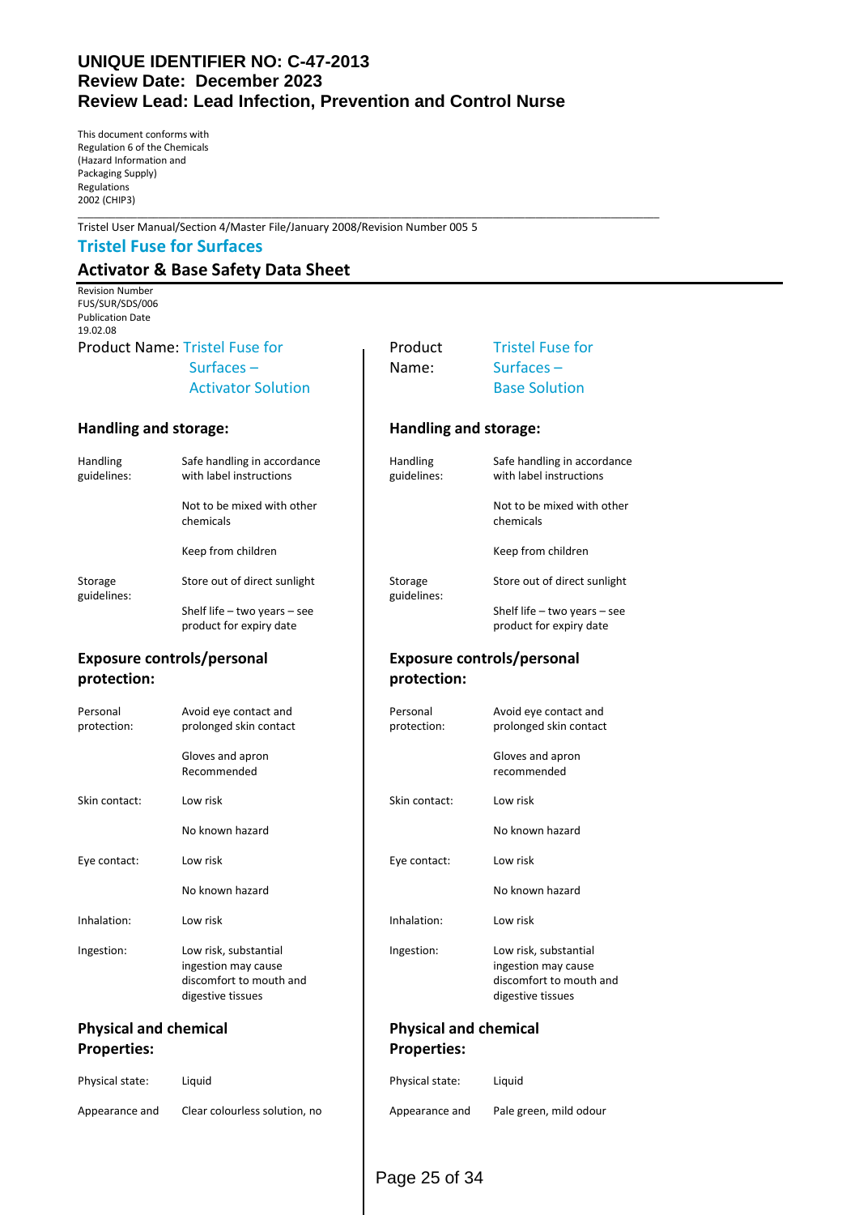**UNIQUE IDENTIFIER NO: C-47-2013**
**Review Date: December 2023**
**Review Lead: Lead Infection, Prevention and Control Nurse**

This document conforms with Regulation 6 of the Chemicals (Hazard Information and Packaging Supply) Regulations 2002 (CHIP3)

Tristel User Manual/Section 4/Master File/January 2008/Revision Number 005 5

## Tristel Fuse for Surfaces

## Activator & Base Safety Data Sheet

Revision Number FUS/SUR/SDS/006
Publication Date 19.02.08

Product Name: Tristel Fuse for Surfaces – Activator Solution

### Handling and storage:

| | |
|---|---|
| Handling guidelines: | Safe handling in accordance with label instructions |
| | Not to be mixed with other chemicals |
| | Keep from children |
| Storage guidelines: | Store out of direct sunlight |
| | Shelf life – two years – see product for expiry date |

### Exposure controls/personal protection:

| | |
|---|---|
| Personal protection: | Avoid eye contact and prolonged skin contact |
| | Gloves and apron Recommended |
| Skin contact: | Low risk |
| | No known hazard |
| Eye contact: | Low risk |
| | No known hazard |
| Inhalation: | Low risk |
| Ingestion: | Low risk, substantial ingestion may cause discomfort to mouth and digestive tissues |

### Physical and chemical Properties:

| | |
|---|---|
| Physical state: | Liquid |
| Appearance and | Clear colourless solution, no |

Product Name: Tristel Fuse for Surfaces – Base Solution

### Handling and storage:

| | |
|---|---|
| Handling guidelines: | Safe handling in accordance with label instructions |
| | Not to be mixed with other chemicals |
| | Keep from children |
| Storage guidelines: | Store out of direct sunlight |
| | Shelf life – two years – see product for expiry date |

### Exposure controls/personal protection:

| | |
|---|---|
| Personal protection: | Avoid eye contact and prolonged skin contact |
| | Gloves and apron recommended |
| Skin contact: | Low risk |
| | No known hazard |
| Eye contact: | Low risk |
| | No known hazard |
| Inhalation: | Low risk |
| Ingestion: | Low risk, substantial ingestion may cause discomfort to mouth and digestive tissues |

### Physical and chemical Properties:

| | |
|---|---|
| Physical state: | Liquid |
| Appearance and | Pale green, mild odour |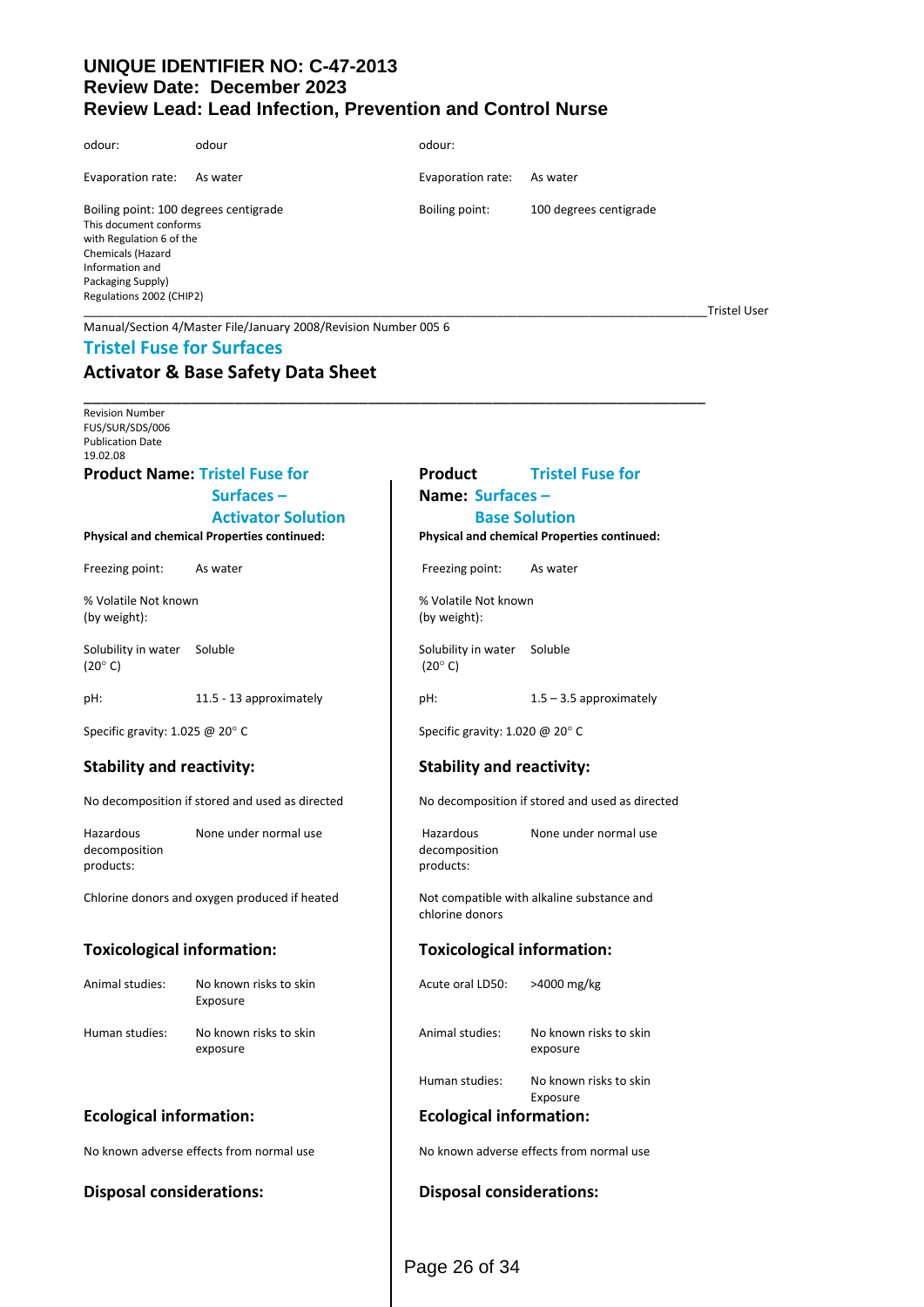odour: odour

Evaporation rate: As water

Boiling point: 100 degrees centigrade

This document conforms with Regulation 6 of the Chemicals (Hazard Information and Packaging Supply) Regulations 2002 (CHIP2)

odour:

Evaporation rate: As water

Boiling point: 100 degrees centigrade

Tristel User Manual/Section 4/Master File/January 2008/Revision Number 005 6

## Tristel Fuse for Surfaces

## Activator & Base Safety Data Sheet

Revision Number FUS/SUR/SDS/006
Publication Date 19.02.08

### Product Name: Tristel Fuse for Surfaces – Activator Solution

**Physical and chemical Properties continued:**

| | |
|---|---|
| Freezing point: | As water |
| % Volatile (by weight): | Not known |
| Solubility in water (20° C) | Soluble |
| pH: | 11.5 - 13 approximately |

Specific gravity: 1.025 @ 20° C

### Stability and reactivity:

No decomposition if stored and used as directed

| | |
|---|---|
| Hazardous decomposition products: | None under normal use |

Chlorine donors and oxygen produced if heated

### Toxicological information:

| | |
|---|---|
| Animal studies: | No known risks to skin Exposure |
| Human studies: | No known risks to skin exposure |

### Ecological information:

No known adverse effects from normal use

### Disposal considerations:

### Product Name: Tristel Fuse for Surfaces – Base Solution

**Physical and chemical Properties continued:**

| | |
|---|---|
| Freezing point: | As water |
| % Volatile (by weight): | Not known |
| Solubility in water (20° C) | Soluble |
| pH: | 1.5 – 3.5 approximately |

Specific gravity: 1.020 @ 20° C

### Stability and reactivity:

No decomposition if stored and used as directed

| | |
|---|---|
| Hazardous decomposition products: | None under normal use |

Not compatible with alkaline substance and chlorine donors

### Toxicological information:

| | |
|---|---|
| Acute oral LD50: | >4000 mg/kg |
| Animal studies: | No known risks to skin exposure |
| Human studies: | No known risks to skin Exposure |

### Ecological information:

No known adverse effects from normal use

### Disposal considerations: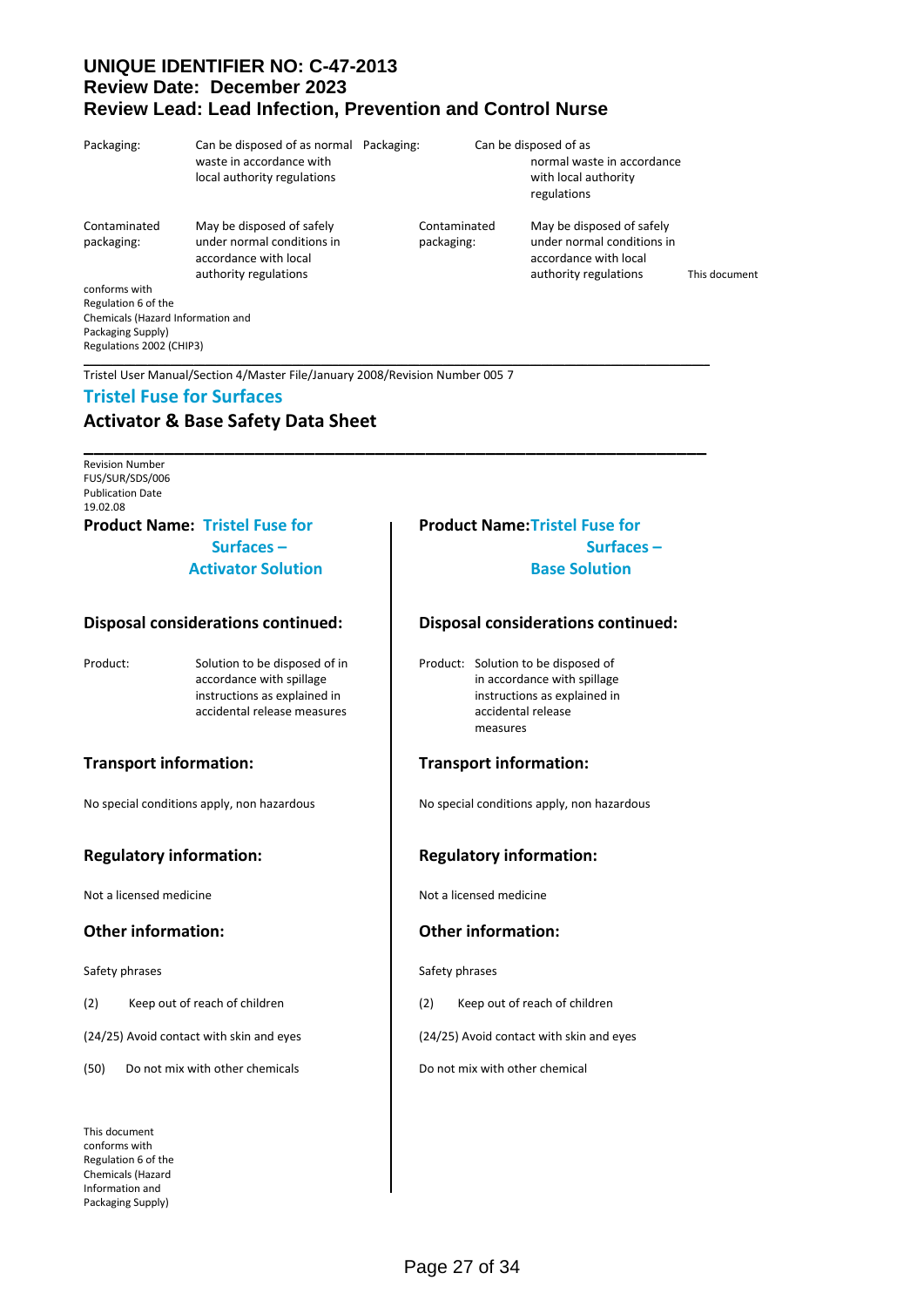**UNIQUE IDENTIFIER NO: C-47-2013**
**Review Date: December 2023**
**Review Lead: Lead Infection, Prevention and Control Nurse**

| | | | |
|---|---|---|---|
| Packaging: | Can be disposed of as normal waste in accordance with local authority regulations | Packaging: | Can be disposed of as normal waste in accordance with local authority regulations |
| Contaminated packaging: | May be disposed of safely under normal conditions in accordance with local authority regulations | Contaminated packaging: | May be disposed of safely under normal conditions in accordance with local authority regulations |

This document conforms with Regulation 6 of the Chemicals (Hazard Information and Packaging Supply) Regulations 2002 (CHIP3)

Tristel User Manual/Section 4/Master File/January 2008/Revision Number 005 7

## Tristel Fuse for Surfaces

## Activator & Base Safety Data Sheet

Revision Number FUS/SUR/SDS/006
Publication Date 19.02.08

### Product Name: Tristel Fuse for Surfaces – Activator Solution

### Disposal considerations continued:

Product: Solution to be disposed of in accordance with spillage instructions as explained in accidental release measures

### Transport information:

No special conditions apply, non hazardous

### Regulatory information:

Not a licensed medicine

### Other information:

Safety phrases

(2) Keep out of reach of children

(24/25) Avoid contact with skin and eyes

(50) Do not mix with other chemicals

This document conforms with Regulation 6 of the Chemicals (Hazard Information and Packaging Supply)

### Product Name: Tristel Fuse for Surfaces – Base Solution

### Disposal considerations continued:

Product: Solution to be disposed of in accordance with spillage instructions as explained in accidental release measures

### Transport information:

No special conditions apply, non hazardous

### Regulatory information:

Not a licensed medicine

### Other information:

Safety phrases

(2) Keep out of reach of children

(24/25) Avoid contact with skin and eyes

Do not mix with other chemical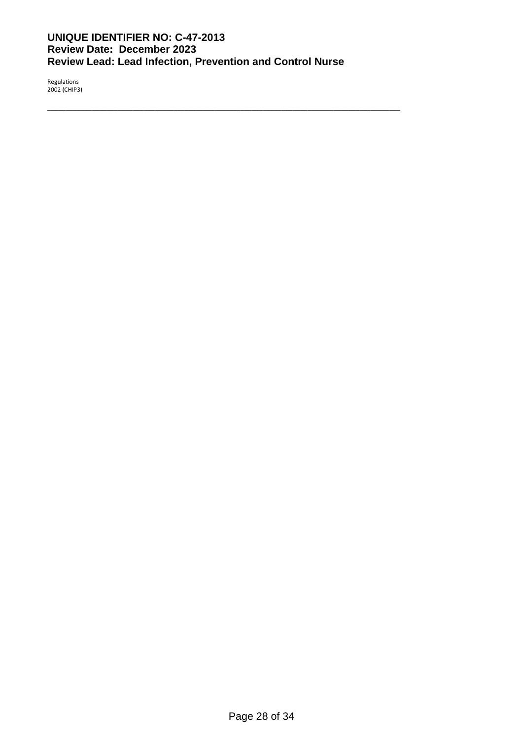Regulations
2002 (CHIP3)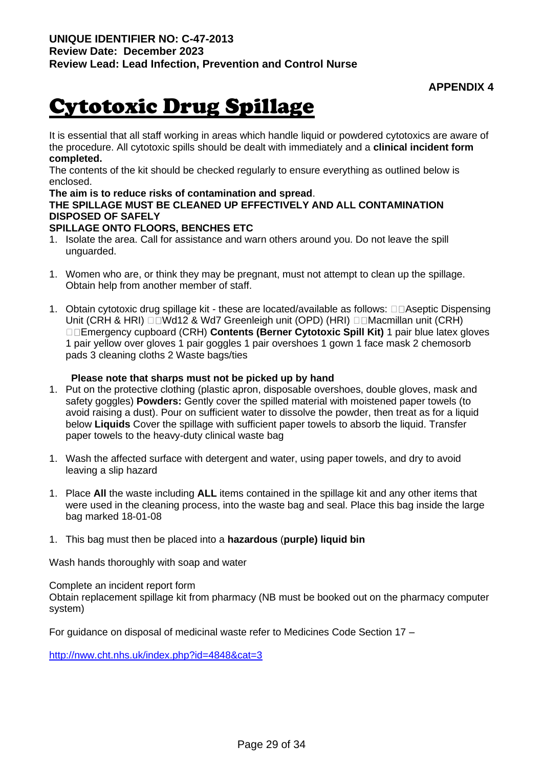**UNIQUE IDENTIFIER NO: C-47-2013**
**Review Date: December 2023**
**Review Lead: Lead Infection, Prevention and Control Nurse**

**APPENDIX 4**

# Cytotoxic Drug Spillage

It is essential that all staff working in areas which handle liquid or powdered cytotoxics are aware of the procedure. All cytotoxic spills should be dealt with immediately and a **clinical incident form completed.**

The contents of the kit should be checked regularly to ensure everything as outlined below is enclosed.

**The aim is to reduce risks of contamination and spread**.

**THE SPILLAGE MUST BE CLEANED UP EFFECTIVELY AND ALL CONTAMINATION DISPOSED OF SAFELY**

**SPILLAGE ONTO FLOORS, BENCHES ETC**

1. Isolate the area. Call for assistance and warn others around you. Do not leave the spill unguarded.

1. Women who are, or think they may be pregnant, must not attempt to clean up the spillage. Obtain help from another member of staff.

1. Obtain cytotoxic drug spillage kit - these are located/available as follows: Aseptic Dispensing Unit (CRH & HRI) Wd12 & Wd7 Greenleigh unit (OPD) (HRI) Macmillan unit (CRH) Emergency cupboard (CRH) **Contents (Berner Cytotoxic Spill Kit)** 1 pair blue latex gloves 1 pair yellow over gloves 1 pair goggles 1 pair overshoes 1 gown 1 face mask 2 chemosorb pads 3 cleaning cloths 2 Waste bags/ties

   **Please note that sharps must not be picked up by hand**

1. Put on the protective clothing (plastic apron, disposable overshoes, double gloves, mask and safety goggles) **Powders:** Gently cover the spilled material with moistened paper towels (to avoid raising a dust). Pour on sufficient water to dissolve the powder, then treat as for a liquid below **Liquids** Cover the spillage with sufficient paper towels to absorb the liquid. Transfer paper towels to the heavy-duty clinical waste bag

1. Wash the affected surface with detergent and water, using paper towels, and dry to avoid leaving a slip hazard

1. Place **All** the waste including **ALL** items contained in the spillage kit and any other items that were used in the cleaning process, into the waste bag and seal. Place this bag inside the large bag marked 18-01-08

1. This bag must then be placed into a **hazardous** (**purple) liquid bin**

Wash hands thoroughly with soap and water

Complete an incident report form

Obtain replacement spillage kit from pharmacy (NB must be booked out on the pharmacy computer system)

For guidance on disposal of medicinal waste refer to Medicines Code Section 17 –

[http://nww.cht.nhs.uk/index.php?id=4848&cat=3](http://nww.cht.nhs.uk/index.php?id=4848&cat=3)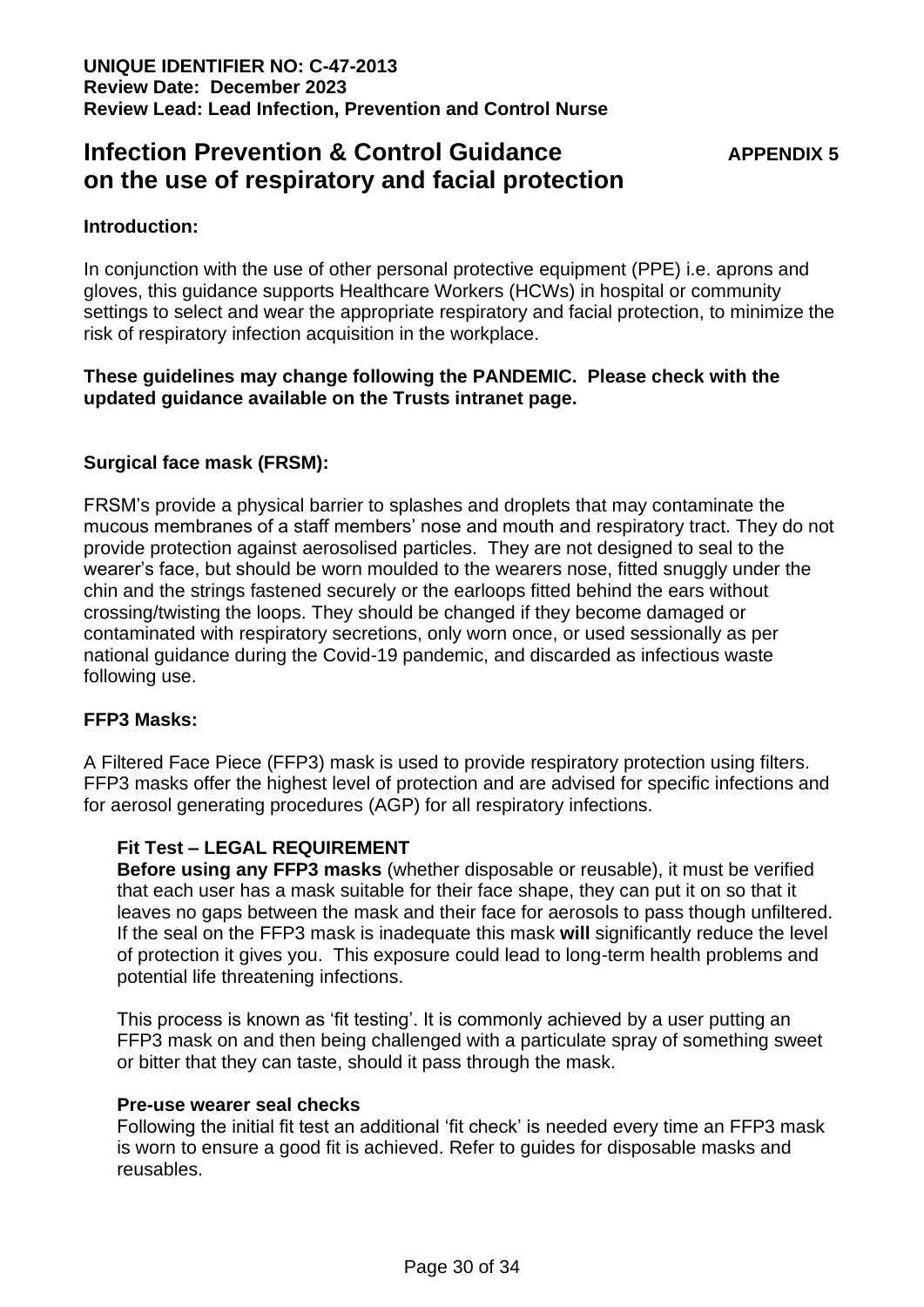**UNIQUE IDENTIFIER NO: C-47-2013**
**Review Date: December 2023**
**Review Lead: Lead Infection, Prevention and Control Nurse**

# Infection Prevention & Control Guidance on the use of respiratory and facial protection

**APPENDIX 5**

**Introduction:**

In conjunction with the use of other personal protective equipment (PPE) i.e. aprons and gloves, this guidance supports Healthcare Workers (HCWs) in hospital or community settings to select and wear the appropriate respiratory and facial protection, to minimize the risk of respiratory infection acquisition in the workplace.

**These guidelines may change following the PANDEMIC. Please check with the updated guidance available on the Trusts intranet page.**

**Surgical face mask (FRSM):**

FRSM's provide a physical barrier to splashes and droplets that may contaminate the mucous membranes of a staff members' nose and mouth and respiratory tract. They do not provide protection against aerosolised particles. They are not designed to seal to the wearer's face, but should be worn moulded to the wearers nose, fitted snuggly under the chin and the strings fastened securely or the earloops fitted behind the ears without crossing/twisting the loops. They should be changed if they become damaged or contaminated with respiratory secretions, only worn once, or used sessionally as per national guidance during the Covid-19 pandemic, and discarded as infectious waste following use.

**FFP3 Masks:**

A Filtered Face Piece (FFP3) mask is used to provide respiratory protection using filters. FFP3 masks offer the highest level of protection and are advised for specific infections and for aerosol generating procedures (AGP) for all respiratory infections.

**Fit Test – LEGAL REQUIREMENT**
**Before using any FFP3 masks** (whether disposable or reusable), it must be verified that each user has a mask suitable for their face shape, they can put it on so that it leaves no gaps between the mask and their face for aerosols to pass though unfiltered. If the seal on the FFP3 mask is inadequate this mask **will** significantly reduce the level of protection it gives you. This exposure could lead to long-term health problems and potential life threatening infections.

This process is known as 'fit testing'. It is commonly achieved by a user putting an FFP3 mask on and then being challenged with a particulate spray of something sweet or bitter that they can taste, should it pass through the mask.

**Pre-use wearer seal checks**
Following the initial fit test an additional 'fit check' is needed every time an FFP3 mask is worn to ensure a good fit is achieved. Refer to guides for disposable masks and reusables.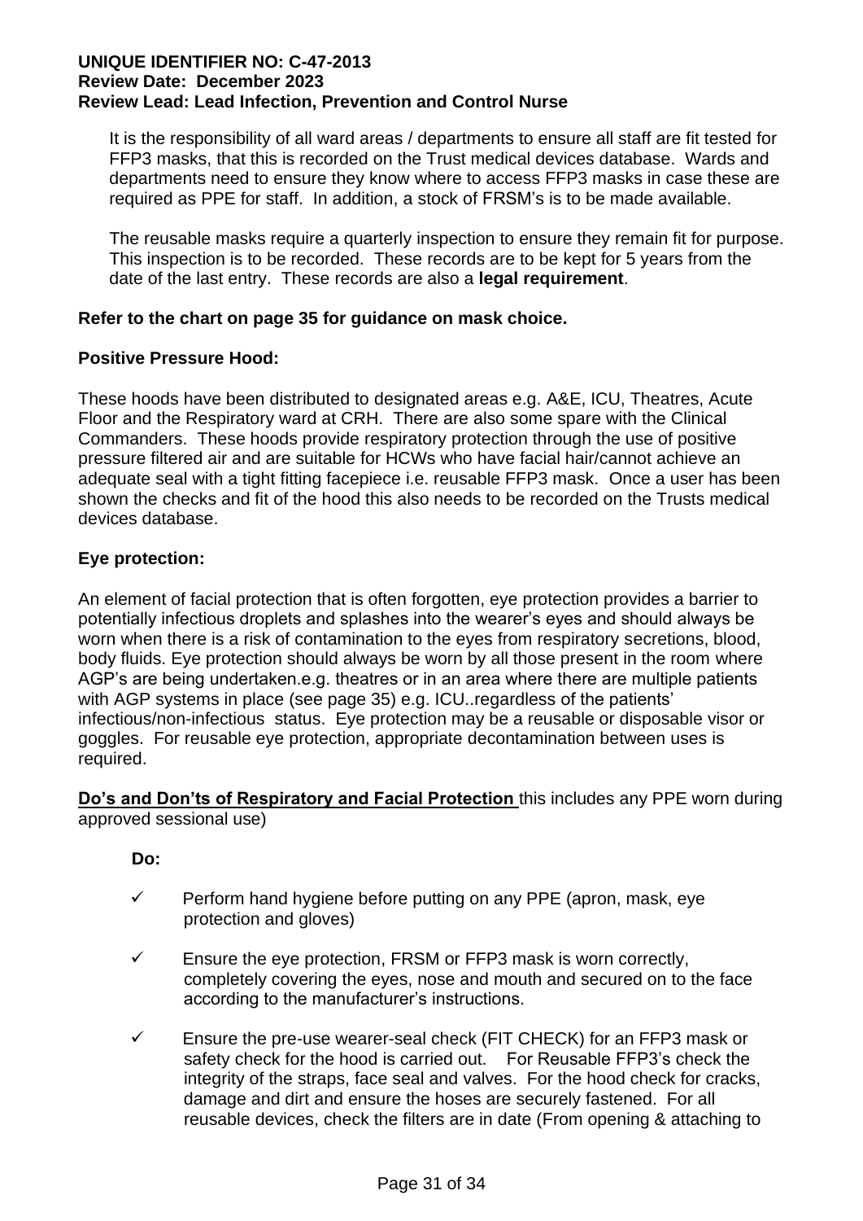It is the responsibility of all ward areas / departments to ensure all staff are fit tested for FFP3 masks, that this is recorded on the Trust medical devices database. Wards and departments need to ensure they know where to access FFP3 masks in case these are required as PPE for staff. In addition, a stock of FRSM's is to be made available.

The reusable masks require a quarterly inspection to ensure they remain fit for purpose. This inspection is to be recorded. These records are to be kept for 5 years from the date of the last entry. These records are also a **legal requirement**.

**Refer to the chart on page 35 for guidance on mask choice.**

**Positive Pressure Hood:**

These hoods have been distributed to designated areas e.g. A&E, ICU, Theatres, Acute Floor and the Respiratory ward at CRH. There are also some spare with the Clinical Commanders. These hoods provide respiratory protection through the use of positive pressure filtered air and are suitable for HCWs who have facial hair/cannot achieve an adequate seal with a tight fitting facepiece i.e. reusable FFP3 mask. Once a user has been shown the checks and fit of the hood this also needs to be recorded on the Trusts medical devices database.

**Eye protection:**

An element of facial protection that is often forgotten, eye protection provides a barrier to potentially infectious droplets and splashes into the wearer's eyes and should always be worn when there is a risk of contamination to the eyes from respiratory secretions, blood, body fluids. Eye protection should always be worn by all those present in the room where AGP's are being undertaken.e.g. theatres or in an area where there are multiple patients with AGP systems in place (see page 35) e.g. ICU..regardless of the patients' infectious/non-infectious status. Eye protection may be a reusable or disposable visor or goggles. For reusable eye protection, appropriate decontamination between uses is required.

**Do's and Don'ts of Respiratory and Facial Protection** this includes any PPE worn during approved sessional use)

**Do:**

- ✓ Perform hand hygiene before putting on any PPE (apron, mask, eye protection and gloves)
- ✓ Ensure the eye protection, FRSM or FFP3 mask is worn correctly, completely covering the eyes, nose and mouth and secured on to the face according to the manufacturer's instructions.
- ✓ Ensure the pre-use wearer-seal check (FIT CHECK) for an FFP3 mask or safety check for the hood is carried out. For Reusable FFP3's check the integrity of the straps, face seal and valves. For the hood check for cracks, damage and dirt and ensure the hoses are securely fastened. For all reusable devices, check the filters are in date (From opening & attaching to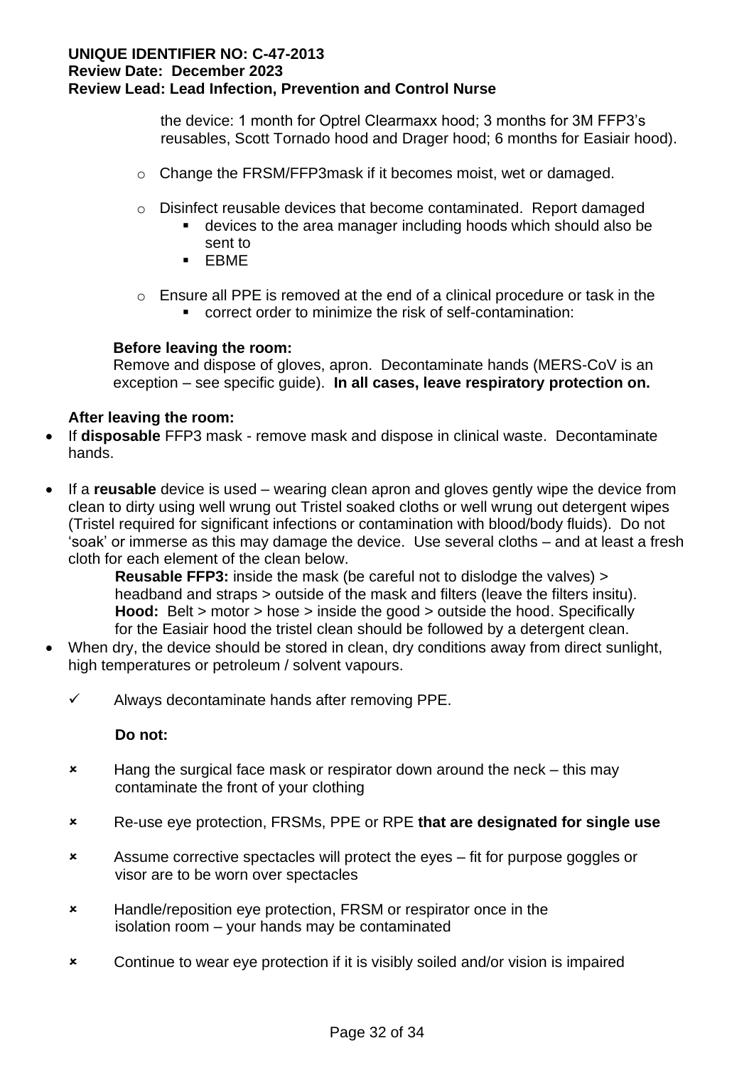the device: 1 month for Optrel Clearmaxx hood; 3 months for 3M FFP3's reusables, Scott Tornado hood and Drager hood; 6 months for Easiair hood).

- Change the FRSM/FFP3mask if it becomes moist, wet or damaged.

- Disinfect reusable devices that become contaminated. Report damaged
  - devices to the area manager including hoods which should also be sent to
  - EBME

- Ensure all PPE is removed at the end of a clinical procedure or task in the
  - correct order to minimize the risk of self-contamination:

**Before leaving the room:**
Remove and dispose of gloves, apron. Decontaminate hands (MERS-CoV is an exception – see specific guide). **In all cases, leave respiratory protection on.**

**After leaving the room:**

- If **disposable** FFP3 mask - remove mask and dispose in clinical waste. Decontaminate hands.

- If a **reusable** device is used – wearing clean apron and gloves gently wipe the device from clean to dirty using well wrung out Tristel soaked cloths or well wrung out detergent wipes (Tristel required for significant infections or contamination with blood/body fluids). Do not 'soak' or immerse as this may damage the device. Use several cloths – and at least a fresh cloth for each element of the clean below.
  **Reusable FFP3:** inside the mask (be careful not to dislodge the valves) > headband and straps > outside of the mask and filters (leave the filters insitu).
  **Hood:** Belt > motor > hose > inside the good > outside the hood. Specifically for the Easiair hood the tristel clean should be followed by a detergent clean.
- When dry, the device should be stored in clean, dry conditions away from direct sunlight, high temperatures or petroleum / solvent vapours.

✓ Always decontaminate hands after removing PPE.

**Do not:**

✗ Hang the surgical face mask or respirator down around the neck – this may contaminate the front of your clothing

✗ Re-use eye protection, FRSMs, PPE or RPE **that are designated for single use**

✗ Assume corrective spectacles will protect the eyes – fit for purpose goggles or visor are to be worn over spectacles

✗ Handle/reposition eye protection, FRSM or respirator once in the isolation room – your hands may be contaminated

✗ Continue to wear eye protection if it is visibly soiled and/or vision is impaired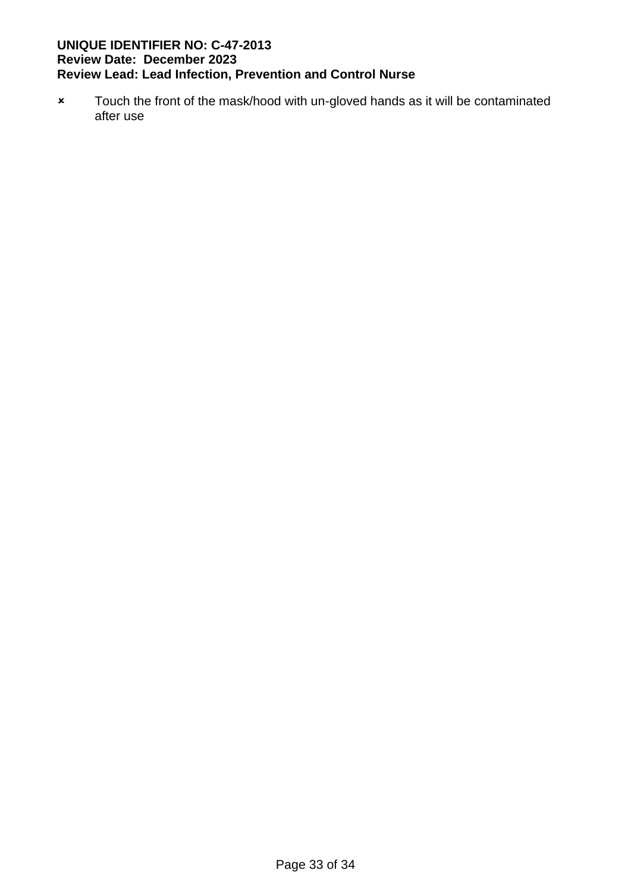- ✗ Touch the front of the mask/hood with un-gloved hands as it will be contaminated after use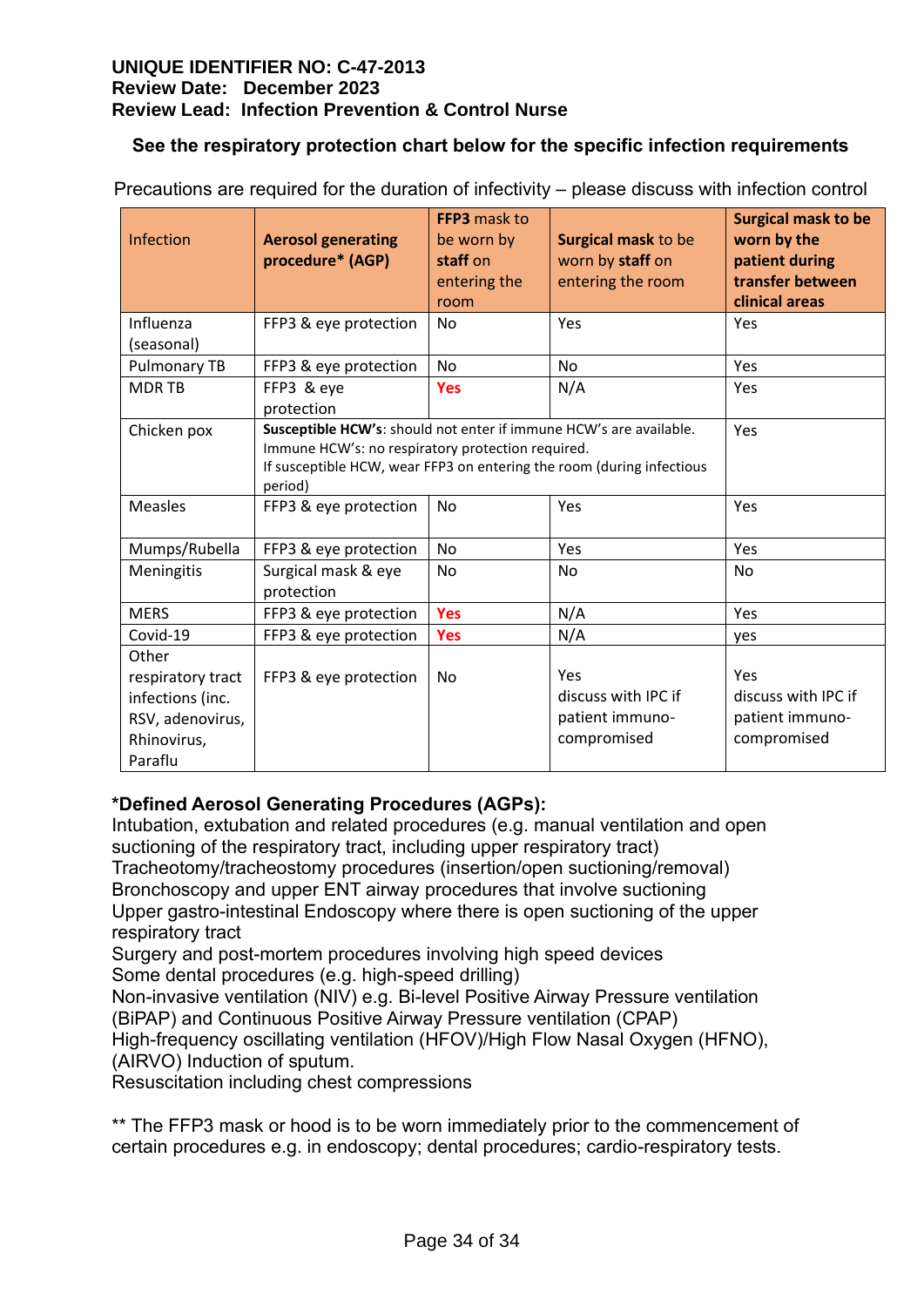**UNIQUE IDENTIFIER NO: C-47-2013**
**Review Date: December 2023**
**Review Lead: Infection Prevention & Control Nurse**

**See the respiratory protection chart below for the specific infection requirements**

Precautions are required for the duration of infectivity – please discuss with infection control

| Infection | **Aerosol generating procedure\* (AGP)** | **FFP3** mask to be worn by **staff** on entering the room | **Surgical mask** to be worn by **staff** on entering the room | **Surgical mask to be worn by the patient during transfer between clinical areas** |
|---|---|---|---|---|
| Influenza (seasonal) | FFP3 & eye protection | No | Yes | Yes |
| Pulmonary TB | FFP3 & eye protection | No | No | Yes |
| MDR TB | FFP3 & eye protection | **Yes** | N/A | Yes |
| Chicken pox | **Susceptible HCW's**: should not enter if immune HCW's are available. Immune HCW's: no respiratory protection required. If susceptible HCW, wear FFP3 on entering the room (during infectious period) | | | Yes |
| Measles | FFP3 & eye protection | No | Yes | Yes |
| Mumps/Rubella | FFP3 & eye protection | No | Yes | Yes |
| Meningitis | Surgical mask & eye protection | No | No | No |
| MERS | FFP3 & eye protection | **Yes** | N/A | Yes |
| Covid-19 | FFP3 & eye protection | **Yes** | N/A | yes |
| Other respiratory tract infections (inc. RSV, adenovirus, Rhinovirus, Paraflu | FFP3 & eye protection | No | Yes discuss with IPC if patient immuno-compromised | Yes discuss with IPC if patient immuno-compromised |

**\*Defined Aerosol Generating Procedures (AGPs):**

Intubation, extubation and related procedures (e.g. manual ventilation and open suctioning of the respiratory tract, including upper respiratory tract)
Tracheotomy/tracheostomy procedures (insertion/open suctioning/removal)
Bronchoscopy and upper ENT airway procedures that involve suctioning
Upper gastro-intestinal Endoscopy where there is open suctioning of the upper respiratory tract
Surgery and post-mortem procedures involving high speed devices
Some dental procedures (e.g. high-speed drilling)
Non-invasive ventilation (NIV) e.g. Bi-level Positive Airway Pressure ventilation (BiPAP) and Continuous Positive Airway Pressure ventilation (CPAP)
High-frequency oscillating ventilation (HFOV)/High Flow Nasal Oxygen (HFNO), (AIRVO) Induction of sputum.
Resuscitation including chest compressions

\*\* The FFP3 mask or hood is to be worn immediately prior to the commencement of certain procedures e.g. in endoscopy; dental procedures; cardio-respiratory tests.